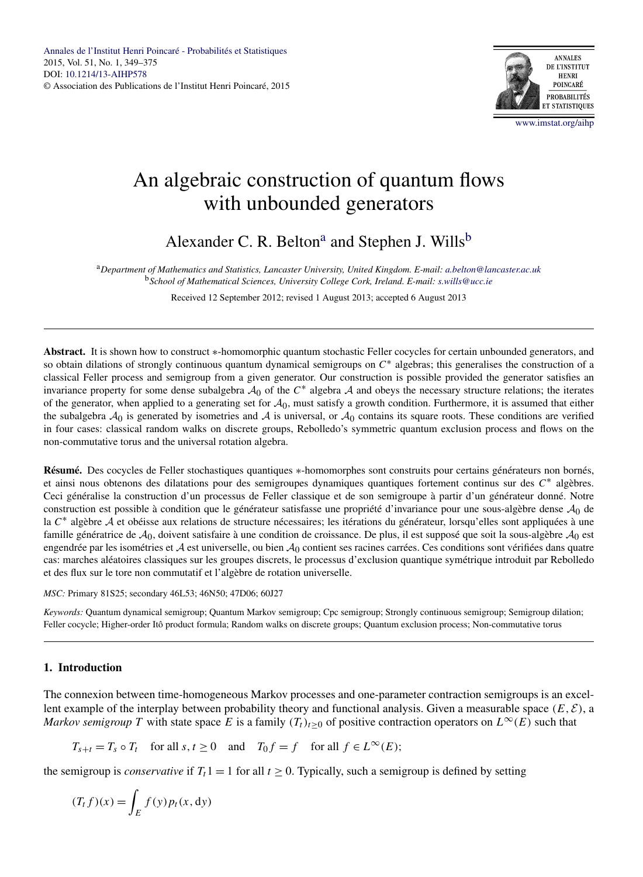# An algebraic construction of quantum flows with unbounded generators

Alexander C. R. Belton[a] and Stephen J. Wills[b]

[a]*Department of Mathematics and Statistics, Lancaster University, United Kingdom. E-mail: a.belton@lancaster.ac.uk*
[b]*School of Mathematical Sciences, University College Cork, Ireland. E-mail: s.wills@ucc.ie*

Received 12 September 2012; revised 1 August 2013; accepted 6 August 2013

---

**Abstract.** It is shown how to construct $*$-homomorphic quantum stochastic Feller cocycles for certain unbounded generators, and so obtain dilations of strongly continuous quantum dynamical semigroups on $C^*$ algebras; this generalises the construction of a classical Feller process and semigroup from a given generator. Our construction is possible provided the generator satisfies an invariance property for some dense subalgebra $\mathcal{A}_0$ of the $C^*$ algebra $\mathcal{A}$ and obeys the necessary structure relations; the iterates of the generator, when applied to a generating set for $\mathcal{A}_0$, must satisfy a growth condition. Furthermore, it is assumed that either the subalgebra $\mathcal{A}_0$ is generated by isometries and $\mathcal{A}$ is universal, or $\mathcal{A}_0$ contains its square roots. These conditions are verified in four cases: classical random walks on discrete groups, Rebolledo's symmetric quantum exclusion process and flows on the non-commutative torus and the universal rotation algebra.

**Résumé.** Des cocycles de Feller stochastiques quantiques $*$-homomorphes sont construits pour certains générateurs non bornés, et ainsi nous obtenons des dilatations pour des semigroupes dynamiques quantiques fortement continus sur des $C^*$ algèbres. Ceci généralise la construction d'un processus de Feller classique et de son semigroupe à partir d'un générateur donné. Notre construction est possible à condition que le générateur satisfasse une propriété d'invariance pour une sous-algèbre dense $\mathcal{A}_0$ de la $C^*$ algèbre $\mathcal{A}$ et obéisse aux relations de structure nécessaires; les itérations du générateur, lorsqu'elles sont appliquées à une famille génératrice de $\mathcal{A}_0$, doivent satisfaire à une condition de croissance. De plus, il est supposé que soit la sous-algèbre $\mathcal{A}_0$ est engendrée par les isométries et $\mathcal{A}$ est universelle, ou bien $\mathcal{A}_0$ contient ses racines carrées. Ces conditions sont vérifiées dans quatre cas: marches aléatoires classiques sur les groupes discrets, le processus d'exclusion quantique symétrique introduit par Rebolledo et des flux sur le tore non commutatif et l'algèbre de rotation universelle.

*MSC:* Primary 81S25; secondary 46L53; 46N50; 47D06; 60J27

*Keywords:* Quantum dynamical semigroup; Quantum Markov semigroup; Cpc semigroup; Strongly continuous semigroup; Semigroup dilation; Feller cocycle; Higher-order Itô product formula; Random walks on discrete groups; Quantum exclusion process; Non-commutative torus

---

## 1. Introduction

The connexion between time-homogeneous Markov processes and one-parameter contraction semigroups is an excellent example of the interplay between probability theory and functional analysis. Given a measurable space $(E, \mathcal{E})$, a *Markov semigroup* $T$ with state space $E$ is a family $(T_t)_{t\geq 0}$ of positive contraction operators on $L^\infty(E)$ such that

$$T_{s+t} = T_s \circ T_t \quad \text{for all } s, t \geq 0 \quad \text{and} \quad T_0 f = f \quad \text{for all } f \in L^\infty(E);$$

the semigroup is *conservative* if $T_t 1 = 1$ for all $t \geq 0$. Typically, such a semigroup is defined by setting

$$(T_t f)(x) = \int_E f(y)\, p_t(x, \mathrm{d}y)$$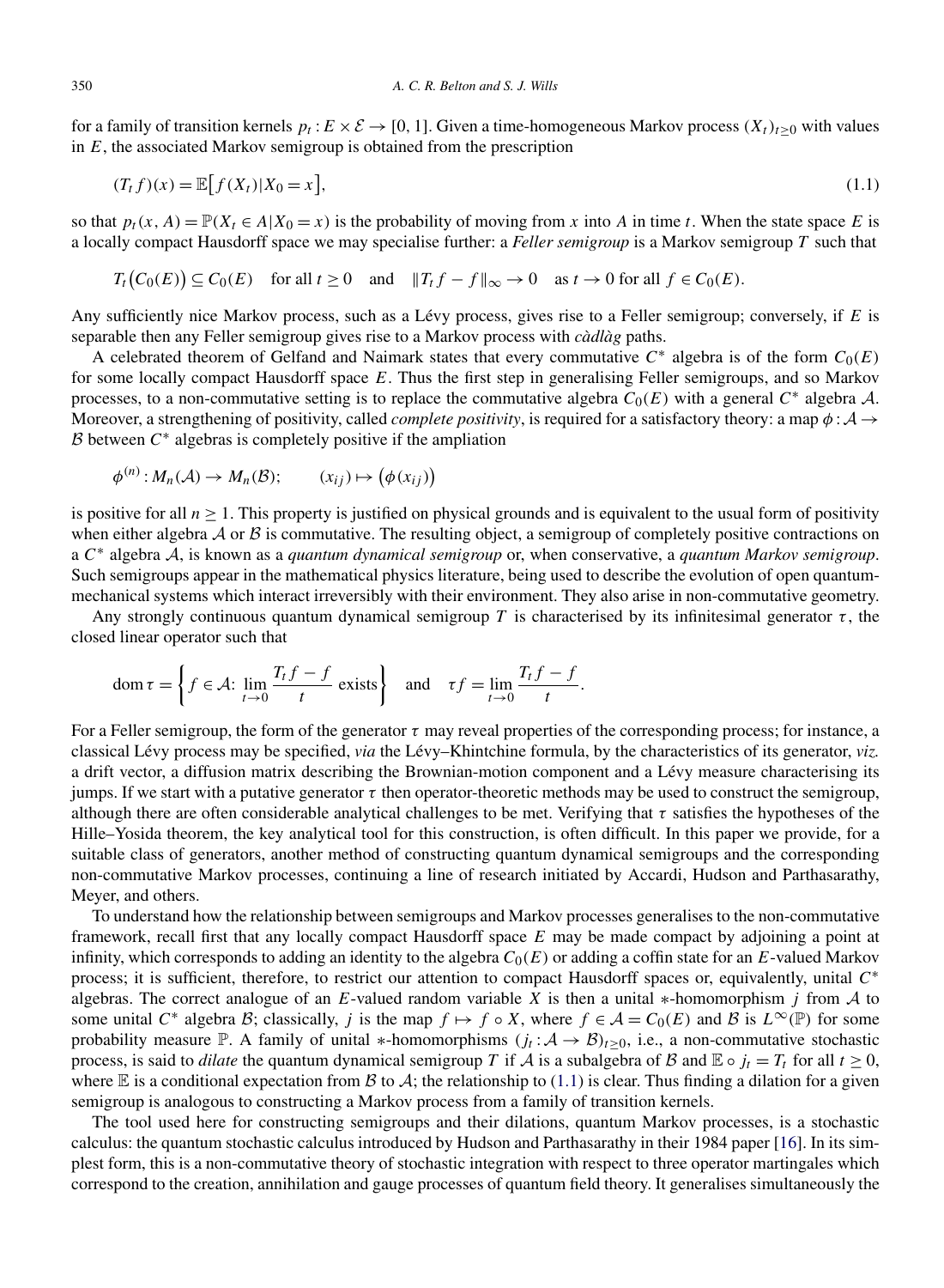for a family of transition kernels $p_t : E \times \mathcal{E} \to [0, 1]$. Given a time-homogeneous Markov process $(X_t)_{t \geq 0}$ with values in $E$, the associated Markov semigroup is obtained from the prescription

$$(T_t f)(x) = \mathbb{E}\big[f(X_t) | X_0 = x\big], \tag{1.1}$$

so that $p_t(x, A) = \mathbb{P}(X_t \in A | X_0 = x)$ is the probability of moving from $x$ into $A$ in time $t$. When the state space $E$ is a locally compact Hausdorff space we may specialise further: a *Feller semigroup* is a Markov semigroup $T$ such that

$$T_t\big(C_0(E)\big) \subseteq C_0(E) \quad \text{for all } t \geq 0 \quad \text{and} \quad \|T_t f - f\|_\infty \to 0 \quad \text{as } t \to 0 \text{ for all } f \in C_0(E).$$

Any sufficiently nice Markov process, such as a Lévy process, gives rise to a Feller semigroup; conversely, if $E$ is separable then any Feller semigroup gives rise to a Markov process with *càdlàg* paths.

A celebrated theorem of Gelfand and Naimark states that every commutative $C^*$ algebra is of the form $C_0(E)$ for some locally compact Hausdorff space $E$. Thus the first step in generalising Feller semigroups, and so Markov processes, to a non-commutative setting is to replace the commutative algebra $C_0(E)$ with a general $C^*$ algebra $\mathcal{A}$. Moreover, a strengthening of positivity, called *complete positivity*, is required for a satisfactory theory: a map $\phi : \mathcal{A} \to \mathcal{B}$ between $C^*$ algebras is completely positive if the ampliation

$$\phi^{(n)} : M_n(\mathcal{A}) \to M_n(\mathcal{B}); \qquad (x_{ij}) \mapsto \big(\phi(x_{ij})\big)$$

is positive for all $n \geq 1$. This property is justified on physical grounds and is equivalent to the usual form of positivity when either algebra $\mathcal{A}$ or $\mathcal{B}$ is commutative. The resulting object, a semigroup of completely positive contractions on a $C^*$ algebra $\mathcal{A}$, is known as a *quantum dynamical semigroup* or, when conservative, a *quantum Markov semigroup*. Such semigroups appear in the mathematical physics literature, being used to describe the evolution of open quantum-mechanical systems which interact irreversibly with their environment. They also arise in non-commutative geometry.

Any strongly continuous quantum dynamical semigroup $T$ is characterised by its infinitesimal generator $\tau$, the closed linear operator such that

$$\operatorname{dom} \tau = \left\{ f \in \mathcal{A}\colon \lim_{t \to 0} \frac{T_t f - f}{t} \text{ exists} \right\} \quad \text{and} \quad \tau f = \lim_{t \to 0} \frac{T_t f - f}{t}.$$

For a Feller semigroup, the form of the generator $\tau$ may reveal properties of the corresponding process; for instance, a classical Lévy process may be specified, *via* the Lévy–Khintchine formula, by the characteristics of its generator, *viz.* a drift vector, a diffusion matrix describing the Brownian-motion component and a Lévy measure characterising its jumps. If we start with a putative generator $\tau$ then operator-theoretic methods may be used to construct the semigroup, although there are often considerable analytical challenges to be met. Verifying that $\tau$ satisfies the hypotheses of the Hille–Yosida theorem, the key analytical tool for this construction, is often difficult. In this paper we provide, for a suitable class of generators, another method of constructing quantum dynamical semigroups and the corresponding non-commutative Markov processes, continuing a line of research initiated by Accardi, Hudson and Parthasarathy, Meyer, and others.

To understand how the relationship between semigroups and Markov processes generalises to the non-commutative framework, recall first that any locally compact Hausdorff space $E$ may be made compact by adjoining a point at infinity, which corresponds to adding an identity to the algebra $C_0(E)$ or adding a coffin state for an $E$-valued Markov process; it is sufficient, therefore, to restrict our attention to compact Hausdorff spaces or, equivalently, unital $C^*$ algebras. The correct analogue of an $E$-valued random variable $X$ is then a unital $*$-homomorphism $j$ from $\mathcal{A}$ to some unital $C^*$ algebra $\mathcal{B}$; classically, $j$ is the map $f \mapsto f \circ X$, where $f \in \mathcal{A} = C_0(E)$ and $\mathcal{B}$ is $L^\infty(\mathbb{P})$ for some probability measure $\mathbb{P}$. A family of unital $*$-homomorphisms $(j_t : \mathcal{A} \to \mathcal{B})_{t \geq 0}$, i.e., a non-commutative stochastic process, is said to *dilate* the quantum dynamical semigroup $T$ if $\mathcal{A}$ is a subalgebra of $\mathcal{B}$ and $\mathbb{E} \circ j_t = T_t$ for all $t \geq 0$, where $\mathbb{E}$ is a conditional expectation from $\mathcal{B}$ to $\mathcal{A}$; the relationship to (1.1) is clear. Thus finding a dilation for a given semigroup is analogous to constructing a Markov process from a family of transition kernels.

The tool used here for constructing semigroups and their dilations, quantum Markov processes, is a stochastic calculus: the quantum stochastic calculus introduced by Hudson and Parthasarathy in their 1984 paper [16]. In its simplest form, this is a non-commutative theory of stochastic integration with respect to three operator martingales which correspond to the creation, annihilation and gauge processes of quantum field theory. It generalises simultaneously the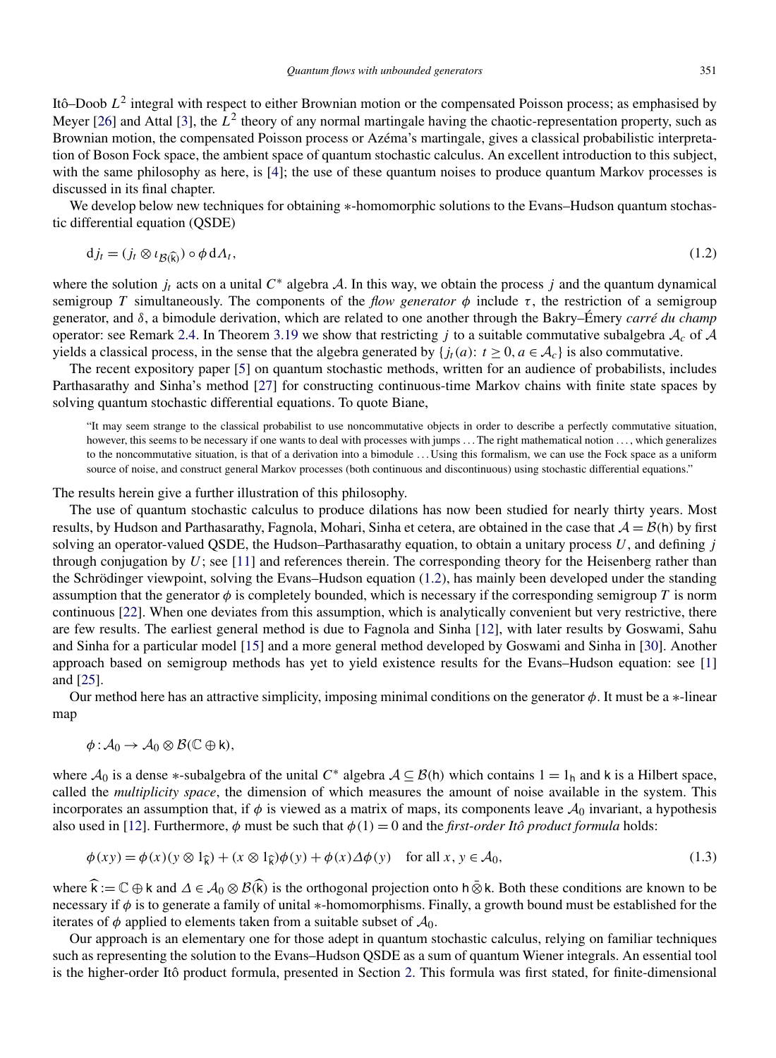Itô–Doob $L^2$ integral with respect to either Brownian motion or the compensated Poisson process; as emphasised by Meyer [26] and Attal [3], the $L^2$ theory of any normal martingale having the chaotic-representation property, such as Brownian motion, the compensated Poisson process or Azéma's martingale, gives a classical probabilistic interpretation of Boson Fock space, the ambient space of quantum stochastic calculus. An excellent introduction to this subject, with the same philosophy as here, is [4]; the use of these quantum noises to produce quantum Markov processes is discussed in its final chapter.

We develop below new techniques for obtaining $*$-homomorphic solutions to the Evans–Hudson quantum stochastic differential equation (QSDE)

$$\mathrm{d}j_t = (j_t \otimes \iota_{\mathcal{B}(\widehat{\mathsf{k}})}) \circ \phi \, \mathrm{d}\Lambda_t, \tag{1.2}$$

where the solution $j_t$ acts on a unital $C^*$ algebra $\mathcal{A}$. In this way, we obtain the process $j$ and the quantum dynamical semigroup $T$ simultaneously. The components of the *flow generator* $\phi$ include $\tau$, the restriction of a semigroup generator, and $\delta$, a bimodule derivation, which are related to one another through the Bakry–Émery *carré du champ* operator: see Remark 2.4. In Theorem 3.19 we show that restricting $j$ to a suitable commutative subalgebra $\mathcal{A}_c$ of $\mathcal{A}$ yields a classical process, in the sense that the algebra generated by $\{j_t(a)\colon t \geq 0, a \in \mathcal{A}_c\}$ is also commutative.

The recent expository paper [5] on quantum stochastic methods, written for an audience of probabilists, includes Parthasarathy and Sinha's method [27] for constructing continuous-time Markov chains with finite state spaces by solving quantum stochastic differential equations. To quote Biane,

> "It may seem strange to the classical probabilist to use noncommutative objects in order to describe a perfectly commutative situation, however, this seems to be necessary if one wants to deal with processes with jumps ... The right mathematical notion ..., which generalizes to the noncommutative situation, is that of a derivation into a bimodule ... Using this formalism, we can use the Fock space as a uniform source of noise, and construct general Markov processes (both continuous and discontinuous) using stochastic differential equations."

The results herein give a further illustration of this philosophy.

The use of quantum stochastic calculus to produce dilations has now been studied for nearly thirty years. Most results, by Hudson and Parthasarathy, Fagnola, Mohari, Sinha et cetera, are obtained in the case that $\mathcal{A} = \mathcal{B}(\mathsf{h})$ by first solving an operator-valued QSDE, the Hudson–Parthasarathy equation, to obtain a unitary process $U$, and defining $j$ through conjugation by $U$; see [11] and references therein. The corresponding theory for the Heisenberg rather than the Schrödinger viewpoint, solving the Evans–Hudson equation (1.2), has mainly been developed under the standing assumption that the generator $\phi$ is completely bounded, which is necessary if the corresponding semigroup $T$ is norm continuous [22]. When one deviates from this assumption, which is analytically convenient but very restrictive, there are few results. The earliest general method is due to Fagnola and Sinha [12], with later results by Goswami, Sahu and Sinha for a particular model [15] and a more general method developed by Goswami and Sinha in [30]. Another approach based on semigroup methods has yet to yield existence results for the Evans–Hudson equation: see [1] and [25].

Our method here has an attractive simplicity, imposing minimal conditions on the generator $\phi$. It must be a $*$-linear map

$$\phi : \mathcal{A}_0 \to \mathcal{A}_0 \otimes \mathcal{B}(\mathbb{C} \oplus \mathsf{k}),$$

where $\mathcal{A}_0$ is a dense $*$-subalgebra of the unital $C^*$ algebra $\mathcal{A} \subseteq \mathcal{B}(\mathsf{h})$ which contains $1 = 1_{\mathsf{h}}$ and $\mathsf{k}$ is a Hilbert space, called the *multiplicity space*, the dimension of which measures the amount of noise available in the system. This incorporates an assumption that, if $\phi$ is viewed as a matrix of maps, its components leave $\mathcal{A}_0$ invariant, a hypothesis also used in [12]. Furthermore, $\phi$ must be such that $\phi(1) = 0$ and the *first-order Itô product formula* holds:

$$\phi(xy) = \phi(x)(y \otimes 1_{\widehat{\mathsf{k}}}) + (x \otimes 1_{\widehat{\mathsf{k}}})\phi(y) + \phi(x)\Delta\phi(y) \quad \text{for all } x, y \in \mathcal{A}_0, \tag{1.3}$$

where $\widehat{\mathsf{k}} := \mathbb{C} \oplus \mathsf{k}$ and $\Delta \in \mathcal{A}_0 \otimes \mathcal{B}(\widehat{\mathsf{k}})$ is the orthogonal projection onto $\mathsf{h} \bar{\otimes} \mathsf{k}$. Both these conditions are known to be necessary if $\phi$ is to generate a family of unital $*$-homomorphisms. Finally, a growth bound must be established for the iterates of $\phi$ applied to elements taken from a suitable subset of $\mathcal{A}_0$.

Our approach is an elementary one for those adept in quantum stochastic calculus, relying on familiar techniques such as representing the solution to the Evans–Hudson QSDE as a sum of quantum Wiener integrals. An essential tool is the higher-order Itô product formula, presented in Section 2. This formula was first stated, for finite-dimensional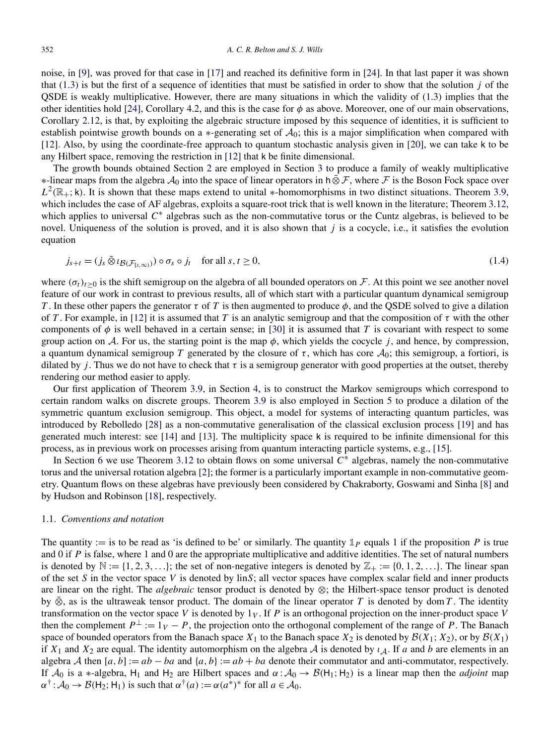noise, in [9], was proved for that case in [17] and reached its definitive form in [24]. In that last paper it was shown that (1.3) is but the first of a sequence of identities that must be satisfied in order to show that the solution $j$ of the QSDE is weakly multiplicative. However, there are many situations in which the validity of (1.3) implies that the other identities hold [24], Corollary 4.2, and this is the case for $\phi$ as above. Moreover, one of our main observations, Corollary 2.12, is that, by exploiting the algebraic structure imposed by this sequence of identities, it is sufficient to establish pointwise growth bounds on a $*$-generating set of $\mathcal{A}_0$; this is a major simplification when compared with [12]. Also, by using the coordinate-free approach to quantum stochastic analysis given in [20], we can take $\mathsf{k}$ to be any Hilbert space, removing the restriction in [12] that $\mathsf{k}$ be finite dimensional.

The growth bounds obtained Section 2 are employed in Section 3 to produce a family of weakly multiplicative $*$-linear maps from the algebra $\mathcal{A}_0$ into the space of linear operators in $\mathsf{h} \bar{\otimes} \mathcal{F}$, where $\mathcal{F}$ is the Boson Fock space over $L^2(\mathbb{R}_+; \mathsf{k})$. It is shown that these maps extend to unital $*$-homomorphisms in two distinct situations. Theorem 3.9, which includes the case of AF algebras, exploits a square-root trick that is well known in the literature; Theorem 3.12, which applies to universal $C^*$ algebras such as the non-commutative torus or the Cuntz algebras, is believed to be novel. Uniqueness of the solution is proved, and it is also shown that $j$ is a cocycle, i.e., it satisfies the evolution equation

$$j_{s+t} = (j_s \,\bar{\otimes}\, \iota_{\mathcal{B}(\mathcal{F}_{[s,\infty)})}) \circ \sigma_s \circ j_t \quad \text{for all } s, t \geq 0, \tag{1.4}$$

where $(\sigma_t)_{t \geq 0}$ is the shift semigroup on the algebra of all bounded operators on $\mathcal{F}$. At this point we see another novel feature of our work in contrast to previous results, all of which start with a particular quantum dynamical semigroup $T$. In these other papers the generator $\tau$ of $T$ is then augmented to produce $\phi$, and the QSDE solved to give a dilation of $T$. For example, in [12] it is assumed that $T$ is an analytic semigroup and that the composition of $\tau$ with the other components of $\phi$ is well behaved in a certain sense; in [30] it is assumed that $T$ is covariant with respect to some group action on $\mathcal{A}$. For us, the starting point is the map $\phi$, which yields the cocycle $j$, and hence, by compression, a quantum dynamical semigroup $T$ generated by the closure of $\tau$, which has core $\mathcal{A}_0$; this semigroup, a fortiori, is dilated by $j$. Thus we do not have to check that $\tau$ is a semigroup generator with good properties at the outset, thereby rendering our method easier to apply.

Our first application of Theorem 3.9, in Section 4, is to construct the Markov semigroups which correspond to certain random walks on discrete groups. Theorem 3.9 is also employed in Section 5 to produce a dilation of the symmetric quantum exclusion semigroup. This object, a model for systems of interacting quantum particles, was introduced by Rebolledo [28] as a non-commutative generalisation of the classical exclusion process [19] and has generated much interest: see [14] and [13]. The multiplicity space $\mathsf{k}$ is required to be infinite dimensional for this process, as in previous work on processes arising from quantum interacting particle systems, e.g., [15].

In Section 6 we use Theorem 3.12 to obtain flows on some universal $C^*$ algebras, namely the non-commutative torus and the universal rotation algebra [2]; the former is a particularly important example in non-commutative geometry. Quantum flows on these algebras have previously been considered by Chakraborty, Goswami and Sinha [8] and by Hudson and Robinson [18], respectively.

### 1.1. *Conventions and notation*

The quantity $:=$ is to be read as 'is defined to be' or similarly. The quantity $\mathbb{1}_P$ equals 1 if the proposition $P$ is true and 0 if $P$ is false, where 1 and 0 are the appropriate multiplicative and additive identities. The set of natural numbers is denoted by $\mathbb{N} := \{1, 2, 3, \ldots\}$; the set of non-negative integers is denoted by $\mathbb{Z}_+ := \{0, 1, 2, \ldots\}$. The linear span of the set $S$ in the vector space $V$ is denoted by $\operatorname{lin} S$; all vector spaces have complex scalar field and inner products are linear on the right. The *algebraic* tensor product is denoted by $\otimes$; the Hilbert-space tensor product is denoted by $\bar{\otimes}$, as is the ultraweak tensor product. The domain of the linear operator $T$ is denoted by $\operatorname{dom} T$. The identity transformation on the vector space $V$ is denoted by $1_V$. If $P$ is an orthogonal projection on the inner-product space $V$ then the complement $P^\perp := 1_V - P$, the projection onto the orthogonal complement of the range of $P$. The Banach space of bounded operators from the Banach space $X_1$ to the Banach space $X_2$ is denoted by $\mathcal{B}(X_1; X_2)$, or by $\mathcal{B}(X_1)$ if $X_1$ and $X_2$ are equal. The identity automorphism on the algebra $\mathcal{A}$ is denoted by $\iota_{\mathcal{A}}$. If $a$ and $b$ are elements in an algebra $\mathcal{A}$ then $[a, b] := ab - ba$ and $\{a, b\} := ab + ba$ denote their commutator and anti-commutator, respectively. If $\mathcal{A}_0$ is a $*$-algebra, $\mathsf{H}_1$ and $\mathsf{H}_2$ are Hilbert spaces and $\alpha : \mathcal{A}_0 \to \mathcal{B}(\mathsf{H}_1; \mathsf{H}_2)$ is a linear map then the *adjoint* map $\alpha^\dagger : \mathcal{A}_0 \to \mathcal{B}(\mathsf{H}_2; \mathsf{H}_1)$ is such that $\alpha^\dagger(a) := \alpha(a^*)^*$ for all $a \in \mathcal{A}_0$.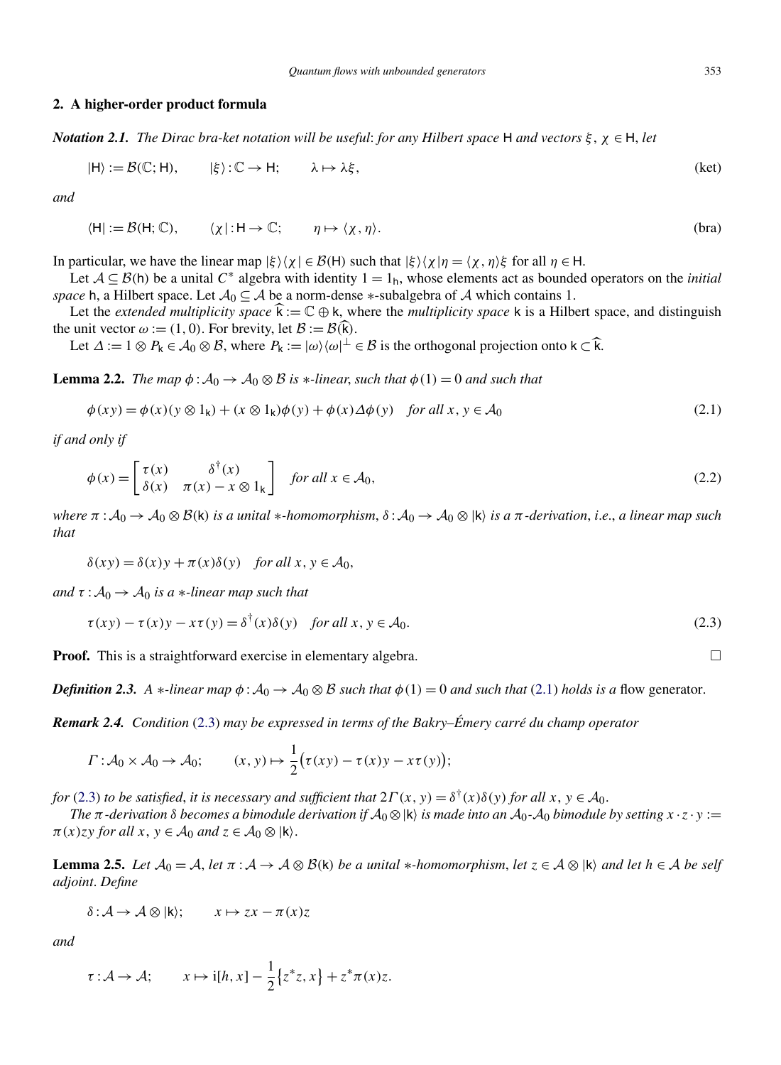## 2. A higher-order product formula

***Notation 2.1.*** *The Dirac bra-ket notation will be useful*: *for any Hilbert space* $\mathsf{H}$ *and vectors* $\xi$, $\chi \in \mathsf{H}$, *let*

$$|\mathsf{H}\rangle := \mathcal{B}(\mathbb{C}; \mathsf{H}), \qquad |\xi\rangle : \mathbb{C} \to \mathsf{H}; \qquad \lambda \mapsto \lambda\xi, \tag{ket}$$

*and*

$$\langle\mathsf{H}| := \mathcal{B}(\mathsf{H}; \mathbb{C}), \qquad \langle\chi| : \mathsf{H} \to \mathbb{C}; \qquad \eta \mapsto \langle\chi, \eta\rangle. \tag{bra}$$

In particular, we have the linear map $|\xi\rangle\langle\chi| \in \mathcal{B}(\mathsf{H})$ such that $|\xi\rangle\langle\chi|\eta = \langle\chi, \eta\rangle\xi$ for all $\eta \in \mathsf{H}$.

Let $\mathcal{A} \subseteq \mathcal{B}(\mathsf{h})$ be a unital $C^*$ algebra with identity $1 = 1_{\mathsf{h}}$, whose elements act as bounded operators on the *initial space* $\mathsf{h}$, a Hilbert space. Let $\mathcal{A}_0 \subseteq \mathcal{A}$ be a norm-dense $*$-subalgebra of $\mathcal{A}$ which contains 1.

Let the *extended multiplicity space* $\widehat{\mathsf{k}} := \mathbb{C} \oplus \mathsf{k}$, where the *multiplicity space* $\mathsf{k}$ is a Hilbert space, and distinguish the unit vector $\omega := (1, 0)$. For brevity, let $\mathcal{B} := \mathcal{B}(\widehat{\mathsf{k}})$.

Let $\Delta := 1 \otimes P_{\mathsf{k}} \in \mathcal{A}_0 \otimes \mathcal{B}$, where $P_{\mathsf{k}} := |\omega\rangle\langle\omega|^{\perp} \in \mathcal{B}$ is the orthogonal projection onto $\mathsf{k} \subset \widehat{\mathsf{k}}$.

**Lemma 2.2.** *The map* $\phi : \mathcal{A}_0 \to \mathcal{A}_0 \otimes \mathcal{B}$ *is* $*$*-linear, such that* $\phi(1) = 0$ *and such that*

$$\phi(xy) = \phi(x)(y \otimes 1_{\mathsf{k}}) + (x \otimes 1_{\mathsf{k}})\phi(y) + \phi(x)\Delta\phi(y) \quad \text{for all } x, y \in \mathcal{A}_0 \tag{2.1}$$

*if and only if*

$$\phi(x) = \begin{bmatrix} \tau(x) & \delta^{\dagger}(x) \\ \delta(x) & \pi(x) - x \otimes 1_{\mathsf{k}} \end{bmatrix} \quad \text{for all } x \in \mathcal{A}_0, \tag{2.2}$$

*where* $\pi : \mathcal{A}_0 \to \mathcal{A}_0 \otimes \mathcal{B}(\mathsf{k})$ *is a unital* $*$*-homomorphism*, $\delta : \mathcal{A}_0 \to \mathcal{A}_0 \otimes |\mathsf{k}\rangle$ *is a* $\pi$*-derivation*, *i.e.*, *a linear map such that*

$$\delta(xy) = \delta(x)y + \pi(x)\delta(y) \quad \text{for all } x, y \in \mathcal{A}_0,$$

*and* $\tau : \mathcal{A}_0 \to \mathcal{A}_0$ *is a* $*$*-linear map such that*

$$\tau(xy) - \tau(x)y - x\tau(y) = \delta^{\dagger}(x)\delta(y) \quad \text{for all } x, y \in \mathcal{A}_0. \tag{2.3}$$

**Proof.** This is a straightforward exercise in elementary algebra. □

***Definition 2.3.*** *A* $*$*-linear map* $\phi : \mathcal{A}_0 \to \mathcal{A}_0 \otimes \mathcal{B}$ *such that* $\phi(1) = 0$ *and such that* (2.1) *holds is a* flow generator.

***Remark 2.4.*** *Condition* (2.3) *may be expressed in terms of the Bakry–Émery carré du champ operator*

$$\Gamma : \mathcal{A}_0 \times \mathcal{A}_0 \to \mathcal{A}_0; \qquad (x, y) \mapsto \frac{1}{2}\big(\tau(xy) - \tau(x)y - x\tau(y)\big);$$

*for* (2.3) *to be satisfied*, *it is necessary and sufficient that* $2\Gamma(x, y) = \delta^{\dagger}(x)\delta(y)$ *for all* $x, y \in \mathcal{A}_0$.

*The* $\pi$*-derivation* $\delta$ *becomes a bimodule derivation if* $\mathcal{A}_0 \otimes |\mathsf{k}\rangle$ *is made into an* $\mathcal{A}_0$-$\mathcal{A}_0$ *bimodule by setting* $x \cdot z \cdot y := \pi(x)zy$ *for all* $x, y \in \mathcal{A}_0$ *and* $z \in \mathcal{A}_0 \otimes |\mathsf{k}\rangle$.

**Lemma 2.5.** *Let* $\mathcal{A}_0 = \mathcal{A}$, *let* $\pi : \mathcal{A} \to \mathcal{A} \otimes \mathcal{B}(\mathsf{k})$ *be a unital* $*$*-homomorphism*, *let* $z \in \mathcal{A} \otimes |\mathsf{k}\rangle$ *and let* $h \in \mathcal{A}$ *be self adjoint. Define*

$$\delta : \mathcal{A} \to \mathcal{A} \otimes |\mathsf{k}\rangle; \qquad x \mapsto zx - \pi(x)z$$

*and*

$$\tau : \mathcal{A} \to \mathcal{A}; \qquad x \mapsto \mathrm{i}[h, x] - \frac{1}{2}\{z^* z, x\} + z^*\pi(x)z.$$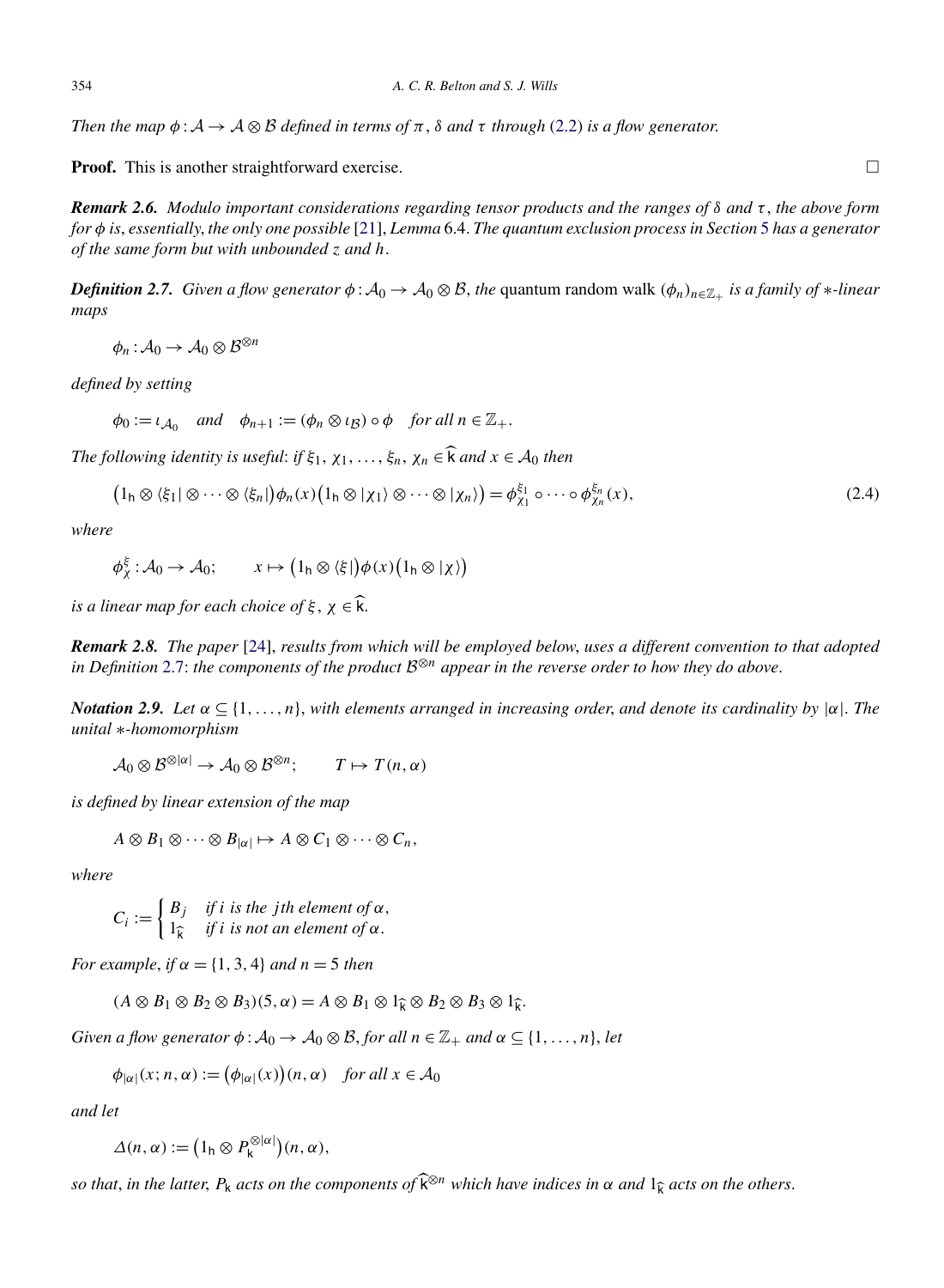*Then the map $\phi : \mathcal{A} \to \mathcal{A} \otimes \mathcal{B}$ defined in terms of $\pi$, $\delta$ and $\tau$ through* (2.2) *is a flow generator.*

**Proof.** This is another straightforward exercise. □

***Remark 2.6.*** *Modulo important considerations regarding tensor products and the ranges of $\delta$ and $\tau$, the above form for $\phi$ is, essentially, the only one possible* [21], *Lemma* 6.4. *The quantum exclusion process in Section* 5 *has a generator of the same form but with unbounded $z$ and $h$.*

***Definition 2.7.*** *Given a flow generator $\phi : \mathcal{A}_0 \to \mathcal{A}_0 \otimes \mathcal{B}$, the* quantum random walk $(\phi_n)_{n \in \mathbb{Z}_+}$ *is a family of $*$-linear maps*

$$\phi_n : \mathcal{A}_0 \to \mathcal{A}_0 \otimes \mathcal{B}^{\otimes n}$$

*defined by setting*

$$\phi_0 := \iota_{\mathcal{A}_0} \quad \text{and} \quad \phi_{n+1} := (\phi_n \otimes \iota_{\mathcal{B}}) \circ \phi \quad \text{for all } n \in \mathbb{Z}_+.$$

*The following identity is useful: if $\xi_1, \chi_1, \ldots, \xi_n, \chi_n \in \widehat{\mathsf{k}}$ and $x \in \mathcal{A}_0$ then*

$$\big(1_{\mathsf{h}} \otimes \langle \xi_1 | \otimes \cdots \otimes \langle \xi_n |\big) \phi_n(x) \big(1_{\mathsf{h}} \otimes |\chi_1\rangle \otimes \cdots \otimes |\chi_n\rangle\big) = \phi^{\xi_1}_{\chi_1} \circ \cdots \circ \phi^{\xi_n}_{\chi_n}(x), \tag{2.4}$$

*where*

$$\phi^{\xi}_{\chi} : \mathcal{A}_0 \to \mathcal{A}_0; \qquad x \mapsto \big(1_{\mathsf{h}} \otimes \langle \xi |\big) \phi(x) \big(1_{\mathsf{h}} \otimes |\chi\rangle\big)$$

*is a linear map for each choice of $\xi, \chi \in \widehat{\mathsf{k}}$.*

***Remark 2.8.*** *The paper* [24], *results from which will be employed below, uses a different convention to that adopted in Definition* 2.7: *the components of the product $\mathcal{B}^{\otimes n}$ appear in the reverse order to how they do above.*

***Notation 2.9.*** *Let $\alpha \subseteq \{1, \ldots, n\}$, with elements arranged in increasing order, and denote its cardinality by $|\alpha|$. The unital $*$-homomorphism*

$$\mathcal{A}_0 \otimes \mathcal{B}^{\otimes |\alpha|} \to \mathcal{A}_0 \otimes \mathcal{B}^{\otimes n}; \qquad T \mapsto T(n, \alpha)$$

*is defined by linear extension of the map*

$$A \otimes B_1 \otimes \cdots \otimes B_{|\alpha|} \mapsto A \otimes C_1 \otimes \cdots \otimes C_n,$$

*where*

$$C_i := \begin{cases} B_j & \text{if } i \text{ is the } j\text{th element of } \alpha, \\ 1_{\widehat{\mathsf{k}}} & \text{if } i \text{ is not an element of } \alpha. \end{cases}$$

*For example, if $\alpha = \{1, 3, 4\}$ and $n = 5$ then*

$$(A \otimes B_1 \otimes B_2 \otimes B_3)(5, \alpha) = A \otimes B_1 \otimes 1_{\widehat{\mathsf{k}}} \otimes B_2 \otimes B_3 \otimes 1_{\widehat{\mathsf{k}}}.$$

*Given a flow generator $\phi : \mathcal{A}_0 \to \mathcal{A}_0 \otimes \mathcal{B}$, for all $n \in \mathbb{Z}_+$ and $\alpha \subseteq \{1, \ldots, n\}$, let*

$$\phi_{|\alpha|}(x; n, \alpha) := \big(\phi_{|\alpha|}(x)\big)(n, \alpha) \quad \text{for all } x \in \mathcal{A}_0$$

*and let*

$$\Delta(n, \alpha) := \big(1_{\mathsf{h}} \otimes P_{\mathsf{k}}^{\otimes |\alpha|}\big)(n, \alpha),$$

*so that, in the latter, $P_{\mathsf{k}}$ acts on the components of $\widehat{\mathsf{k}}^{\otimes n}$ which have indices in $\alpha$ and $1_{\widehat{\mathsf{k}}}$ acts on the others.*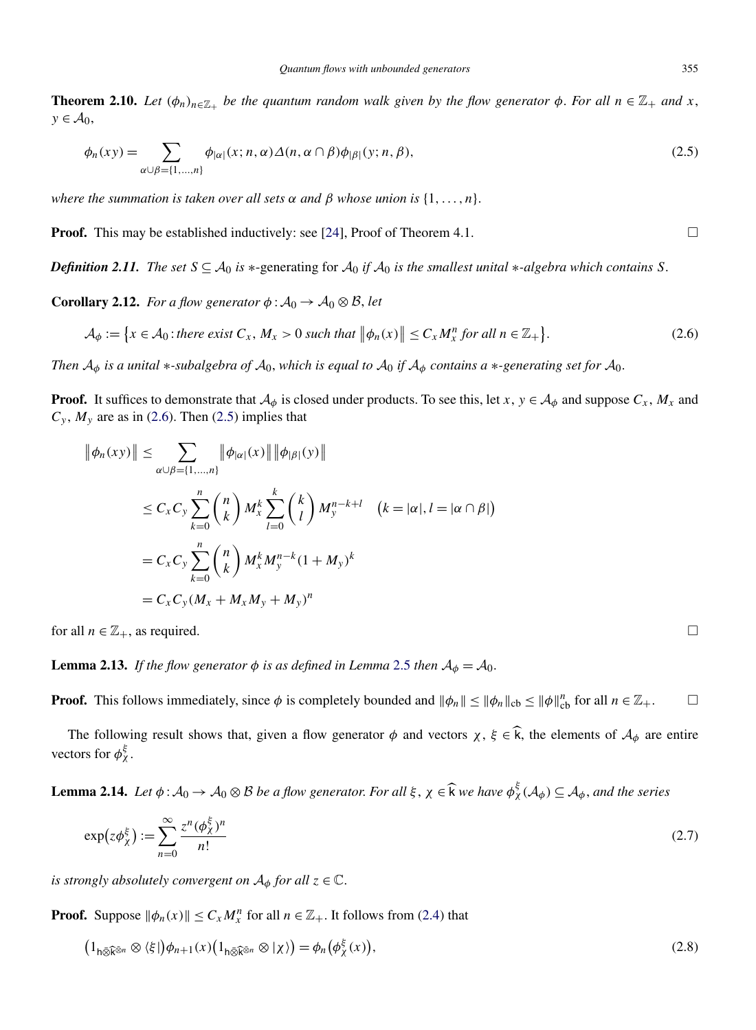**Theorem 2.10.** *Let $(\phi_n)_{n\in\mathbb{Z}_+}$ be the quantum random walk given by the flow generator $\phi$. For all $n \in \mathbb{Z}_+$ and $x$, $y \in \mathcal{A}_0$,*

$$\phi_n(xy) = \sum_{\alpha\cup\beta=\{1,\dots,n\}} \phi_{|\alpha|}(x; n, \alpha)\Delta(n, \alpha\cap\beta)\phi_{|\beta|}(y; n, \beta), \tag{2.5}$$

*where the summation is taken over all sets $\alpha$ and $\beta$ whose union is $\{1,\dots,n\}$.*

**Proof.** This may be established inductively: see [24], Proof of Theorem 4.1. □

***Definition 2.11.*** *The set $S \subseteq \mathcal{A}_0$ is $*$-generating for $\mathcal{A}_0$ if $\mathcal{A}_0$ is the smallest unital $*$-algebra which contains $S$.*

**Corollary 2.12.** *For a flow generator $\phi : \mathcal{A}_0 \to \mathcal{A}_0 \otimes \mathcal{B}$, let*

$$\mathcal{A}_\phi := \{x \in \mathcal{A}_0 : \text{there exist } C_x, M_x > 0 \text{ such that } \|\phi_n(x)\| \le C_x M_x^n \text{ for all } n \in \mathbb{Z}_+\}. \tag{2.6}$$

*Then $\mathcal{A}_\phi$ is a unital $*$-subalgebra of $\mathcal{A}_0$, which is equal to $\mathcal{A}_0$ if $\mathcal{A}_\phi$ contains a $*$-generating set for $\mathcal{A}_0$.*

**Proof.** It suffices to demonstrate that $\mathcal{A}_\phi$ is closed under products. To see this, let $x$, $y \in \mathcal{A}_\phi$ and suppose $C_x$, $M_x$ and $C_y$, $M_y$ are as in (2.6). Then (2.5) implies that

$$\begin{aligned}
\|\phi_n(xy)\| &\le \sum_{\alpha\cup\beta=\{1,\dots,n\}} \|\phi_{|\alpha|}(x)\| \|\phi_{|\beta|}(y)\| \\
&\le C_x C_y \sum_{k=0}^{n} \binom{n}{k} M_x^k \sum_{l=0}^{k} \binom{k}{l} M_y^{n-k+l} \quad (k = |\alpha|, l = |\alpha\cap\beta|) \\
&= C_x C_y \sum_{k=0}^{n} \binom{n}{k} M_x^k M_y^{n-k} (1 + M_y)^k \\
&= C_x C_y (M_x + M_x M_y + M_y)^n
\end{aligned}$$

for all $n \in \mathbb{Z}_+$, as required. □

**Lemma 2.13.** *If the flow generator $\phi$ is as defined in Lemma 2.5 then $\mathcal{A}_\phi = \mathcal{A}_0$.*

**Proof.** This follows immediately, since $\phi$ is completely bounded and $\|\phi_n\| \le \|\phi_n\|_{\text{cb}} \le \|\phi\|_{\text{cb}}^n$ for all $n \in \mathbb{Z}_+$. □

The following result shows that, given a flow generator $\phi$ and vectors $\chi$, $\xi \in \widehat{\mathsf{k}}$, the elements of $\mathcal{A}_\phi$ are entire vectors for $\phi_\chi^\xi$.

**Lemma 2.14.** *Let $\phi : \mathcal{A}_0 \to \mathcal{A}_0 \otimes \mathcal{B}$ be a flow generator. For all $\xi$, $\chi \in \widehat{\mathsf{k}}$ we have $\phi_\chi^\xi(\mathcal{A}_\phi) \subseteq \mathcal{A}_\phi$, and the series*

$$\exp(z\phi_\chi^\xi) := \sum_{n=0}^{\infty} \frac{z^n (\phi_\chi^\xi)^n}{n!} \tag{2.7}$$

*is strongly absolutely convergent on $\mathcal{A}_\phi$ for all $z \in \mathbb{C}$.*

**Proof.** Suppose $\|\phi_n(x)\| \le C_x M_x^n$ for all $n \in \mathbb{Z}_+$. It follows from (2.4) that

$$(1_{\mathsf{h}\bar{\otimes}\widehat{\mathsf{k}}^{\bar{\otimes} n}} \otimes \langle\xi|)\phi_{n+1}(x)(1_{\mathsf{h}\bar{\otimes}\widehat{\mathsf{k}}^{\bar{\otimes} n}} \otimes |\chi\rangle) = \phi_n(\phi_\chi^\xi(x)), \tag{2.8}$$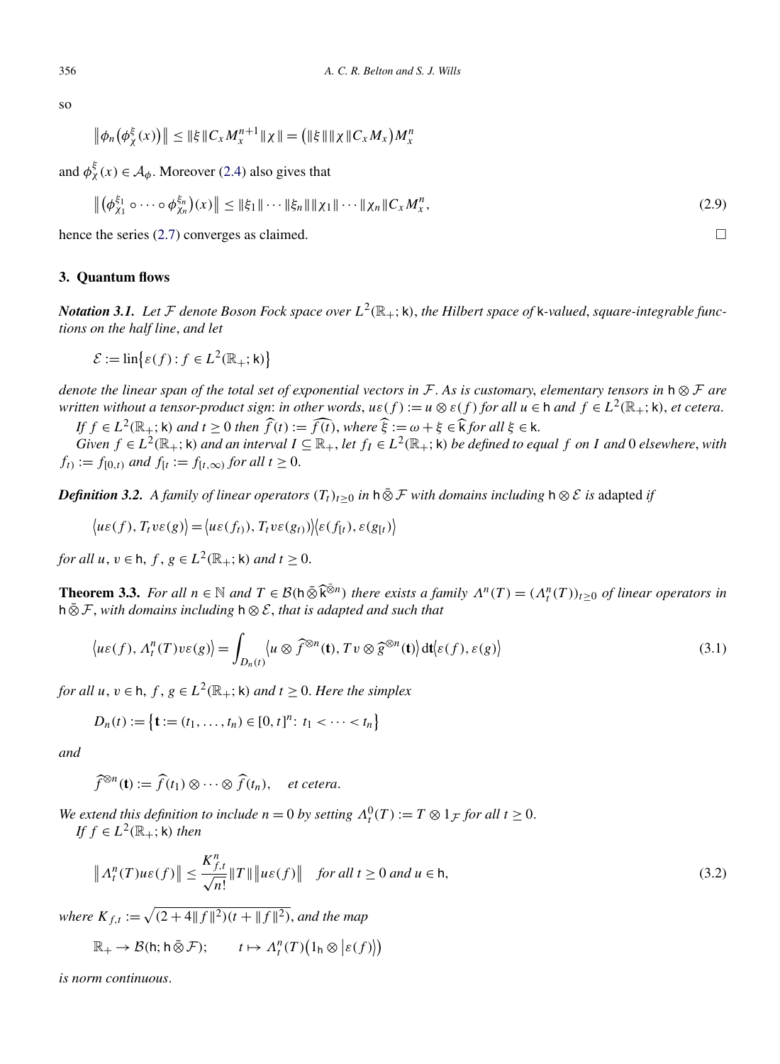so

$$
\left\| \phi_n\big(\phi_\chi^\xi(x)\big) \right\| \le \|\xi\| C_x M_x^{n+1} \|\chi\| = \big(\|\xi\| \|\chi\| C_x M_x\big) M_x^n
$$

and $\phi_\chi^\xi(x) \in \mathcal{A}_\phi$. Moreover (2.4) also gives that

$$
\left\| \big(\phi_{\chi_1}^{\xi_1} \circ \cdots \circ \phi_{\chi_n}^{\xi_n}\big)(x) \right\| \le \|\xi_1\| \cdots \|\xi_n\| \|\chi_1\| \cdots \|\chi_n\| C_x M_x^n, \tag{2.9}
$$

hence the series (2.7) converges as claimed. □

## 3. Quantum flows

***Notation 3.1.*** *Let $\mathcal{F}$ denote Boson Fock space over $L^2(\mathbb{R}_+; \mathsf{k})$, the Hilbert space of $\mathsf{k}$-valued, square-integrable functions on the half line, and let*

$$
\mathcal{E} := \operatorname{lin}\big\{\varepsilon(f) : f \in L^2(\mathbb{R}_+; \mathsf{k})\big\}
$$

*denote the linear span of the total set of exponential vectors in $\mathcal{F}$. As is customary, elementary tensors in $\mathsf{h} \otimes \mathcal{F}$ are written without a tensor-product sign: in other words, $u\varepsilon(f) := u \otimes \varepsilon(f)$ for all $u \in \mathsf{h}$ and $f \in L^2(\mathbb{R}_+; \mathsf{k})$, et cetera.*

*If $f \in L^2(\mathbb{R}_+; \mathsf{k})$ and $t \ge 0$ then $\widehat{f}(t) := \widehat{f(t)}$, where $\widehat{\xi} := \omega + \xi \in \widehat{\mathsf{k}}$ for all $\xi \in \mathsf{k}$.*

*Given $f \in L^2(\mathbb{R}_+; \mathsf{k})$ and an interval $I \subseteq \mathbb{R}_+$, let $f_I \in L^2(\mathbb{R}_+; \mathsf{k})$ be defined to equal $f$ on $I$ and $0$ elsewhere, with $f_{t)} := f_{[0,t)}$ and $f_{[t} := f_{[t,\infty)}$ for all $t \ge 0$.*

***Definition 3.2.*** *A family of linear operators $(T_t)_{t \ge 0}$ in $\mathsf{h} \bar{\otimes} \mathcal{F}$ with domains including $\mathsf{h} \otimes \mathcal{E}$ is* adapted *if*

$$
\big\langle u\varepsilon(f), T_t v\varepsilon(g) \big\rangle = \big\langle u\varepsilon(f_{t)}), T_t v\varepsilon(g_{t)}) \big\rangle \big\langle \varepsilon(f_{[t}), \varepsilon(g_{[t}) \big\rangle
$$

*for all $u, v \in \mathsf{h}$, $f, g \in L^2(\mathbb{R}_+; \mathsf{k})$ and $t \ge 0$.*

**Theorem 3.3.** *For all $n \in \mathbb{N}$ and $T \in \mathcal{B}(\mathsf{h} \bar{\otimes} \widehat{\mathsf{k}}^{\bar{\otimes} n})$ there exists a family $\Lambda^n(T) = (\Lambda_t^n(T))_{t \ge 0}$ of linear operators in $\mathsf{h} \bar{\otimes} \mathcal{F}$, with domains including $\mathsf{h} \otimes \mathcal{E}$, that is adapted and such that*

$$
\big\langle u\varepsilon(f), \Lambda_t^n(T) v\varepsilon(g) \big\rangle = \int_{D_n(t)} \big\langle u \otimes \widehat{f}^{\otimes n}(\mathbf{t}), T v \otimes \widehat{g}^{\otimes n}(\mathbf{t}) \big\rangle \, \mathrm{d}\mathbf{t} \big\langle \varepsilon(f), \varepsilon(g) \big\rangle \tag{3.1}
$$

*for all $u, v \in \mathsf{h}$, $f, g \in L^2(\mathbb{R}_+; \mathsf{k})$ and $t \ge 0$. Here the simplex*

$$
D_n(t) := \big\{ \mathbf{t} := (t_1, \ldots, t_n) \in [0, t]^n : \ t_1 < \cdots < t_n \big\}
$$

*and*

$$
\widehat{f}^{\otimes n}(\mathbf{t}) := \widehat{f}(t_1) \otimes \cdots \otimes \widehat{f}(t_n), \quad \text{et cetera.}
$$

*We extend this definition to include $n = 0$ by setting $\Lambda_t^0(T) := T \otimes 1_{\mathcal{F}}$ for all $t \ge 0$.*

*If $f \in L^2(\mathbb{R}_+; \mathsf{k})$ then*

$$
\big\| \Lambda_t^n(T) u\varepsilon(f) \big\| \le \frac{K_{f,t}^n}{\sqrt{n!}} \|T\| \big\| u\varepsilon(f) \big\| \quad \text{for all } t \ge 0 \text{ and } u \in \mathsf{h}, \tag{3.2}
$$

*where $K_{f,t} := \sqrt{(2 + 4\|f\|^2)(t + \|f\|^2)}$, and the map*

$$
\mathbb{R}_+ \to \mathcal{B}(\mathsf{h}; \mathsf{h} \bar{\otimes} \mathcal{F}); \qquad t \mapsto \Lambda_t^n(T)\big(1_{\mathsf{h}} \otimes \big|\varepsilon(f)\big\rangle\big)
$$

*is norm continuous.*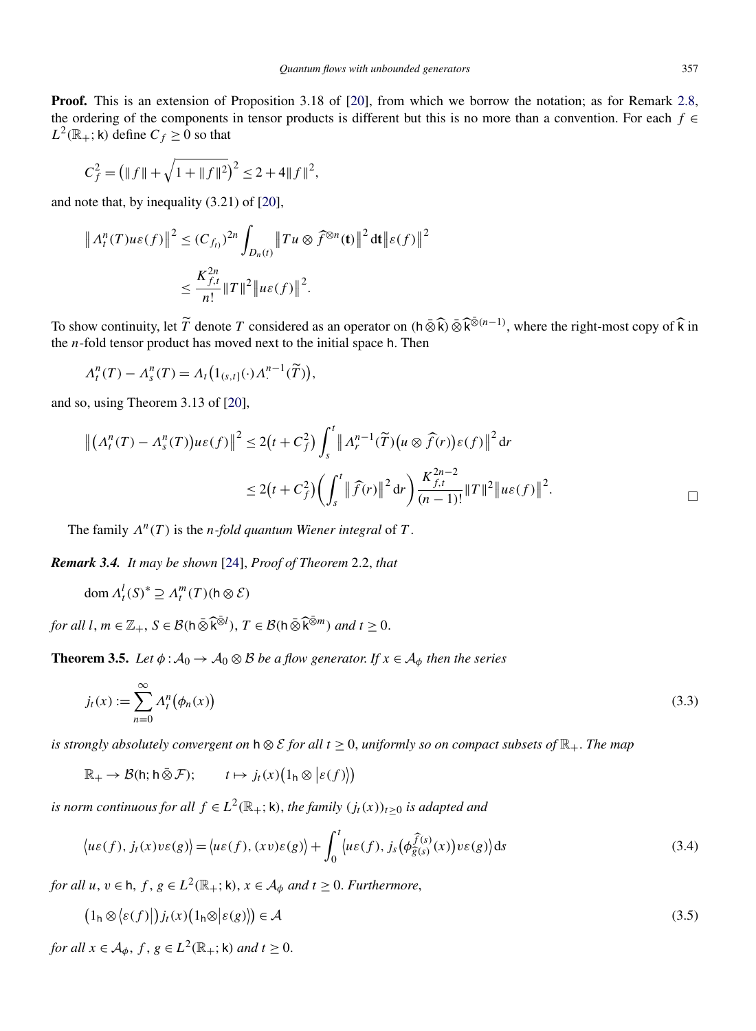**Proof.** This is an extension of Proposition 3.18 of [20], from which we borrow the notation; as for Remark 2.8, the ordering of the components in tensor products is different but this is no more than a convention. For each $f \in L^2(\mathbb{R}_+; \mathsf{k})$ define $C_f \geq 0$ so that

$$C_f^2 = \big(\|f\| + \sqrt{1 + \|f\|^2}\big)^2 \leq 2 + 4\|f\|^2,$$

and note that, by inequality (3.21) of [20],

$$\begin{aligned}
\big\| \Lambda_t^n(T) u\varepsilon(f) \big\|^2 &\leq (C_{f_{t)}})^{2n} \int_{D_n(t)} \big\| Tu \otimes \widehat{f}^{\otimes n}(\mathbf{t}) \big\|^2 \, \mathrm{d}\mathbf{t} \big\| \varepsilon(f) \big\|^2 \\
&\leq \frac{K_{f,t}^{2n}}{n!} \|T\|^2 \big\| u\varepsilon(f) \big\|^2.
\end{aligned}$$

To show continuity, let $\widetilde{T}$ denote $T$ considered as an operator on $(\mathsf{h} \mathbin{\bar{\otimes}} \widehat{\mathsf{k}}) \mathbin{\bar{\otimes}} \widehat{\mathsf{k}}^{\bar{\otimes}(n-1)}$, where the right-most copy of $\widehat{\mathsf{k}}$ in the $n$-fold tensor product has moved next to the initial space $\mathsf{h}$. Then

$$\Lambda_t^n(T) - \Lambda_s^n(T) = \Lambda_t\big(1_{(s,t]}(\cdot)\Lambda_\cdot^{n-1}(\widetilde{T})\big),$$

and so, using Theorem 3.13 of [20],

$$\begin{aligned}
\big\| \big(\Lambda_t^n(T) - \Lambda_s^n(T)\big) u\varepsilon(f) \big\|^2 &\leq 2\big(t + C_f^2\big) \int_s^t \big\| \Lambda_r^{n-1}(\widetilde{T})\big(u \otimes \widehat{f}(r)\big)\varepsilon(f) \big\|^2 \, \mathrm{d}r \\
&\leq 2\big(t + C_f^2\big) \left( \int_s^t \big\| \widehat{f}(r) \big\|^2 \, \mathrm{d}r \right) \frac{K_{f,t}^{2n-2}}{(n-1)!} \|T\|^2 \big\| u\varepsilon(f) \big\|^2.
\end{aligned}$$

□

The family $\Lambda^n(T)$ is the *$n$-fold quantum Wiener integral* of $T$.

***Remark 3.4.*** *It may be shown* [24], *Proof of Theorem* 2.2, *that*

$$\operatorname{dom} \Lambda_t^l(S)^* \supseteq \Lambda_t^m(T)(\mathsf{h} \otimes \mathcal{E})$$

*for all* $l, m \in \mathbb{Z}_+$, $S \in \mathcal{B}(\mathsf{h} \mathbin{\bar{\otimes}} \widehat{\mathsf{k}}^{\bar{\otimes} l})$, $T \in \mathcal{B}(\mathsf{h} \mathbin{\bar{\otimes}} \widehat{\mathsf{k}}^{\bar{\otimes} m})$ *and* $t \geq 0$.

**Theorem 3.5.** *Let* $\phi : \mathcal{A}_0 \to \mathcal{A}_0 \otimes \mathcal{B}$ *be a flow generator. If* $x \in \mathcal{A}_\phi$ *then the series*

$$j_t(x) := \sum_{n=0}^{\infty} \Lambda_t^n\big(\phi_n(x)\big) \tag{3.3}$$

*is strongly absolutely convergent on* $\mathsf{h} \otimes \mathcal{E}$ *for all* $t \geq 0$, *uniformly so on compact subsets of* $\mathbb{R}_+$. *The map*

$$\mathbb{R}_+ \to \mathcal{B}(\mathsf{h}; \mathsf{h} \mathbin{\bar{\otimes}} \mathcal{F}); \qquad t \mapsto j_t(x)\big(1_\mathsf{h} \otimes \big|\varepsilon(f)\big\rangle\big)$$

*is norm continuous for all* $f \in L^2(\mathbb{R}_+; \mathsf{k})$, *the family* $(j_t(x))_{t \geq 0}$ *is adapted and*

$$\big\langle u\varepsilon(f), j_t(x) v\varepsilon(g)\big\rangle = \big\langle u\varepsilon(f), (xv)\varepsilon(g)\big\rangle + \int_0^t \big\langle u\varepsilon(f), j_s\big(\phi_{\widehat{g}(s)}^{\widehat{f}(s)}(x)\big) v\varepsilon(g)\big\rangle \, \mathrm{d}s \tag{3.4}$$

*for all* $u, v \in \mathsf{h}$, $f, g \in L^2(\mathbb{R}_+; \mathsf{k})$, $x \in \mathcal{A}_\phi$ *and* $t \geq 0$. *Furthermore,*

$$\big(1_\mathsf{h} \otimes \big\langle \varepsilon(f)\big|\big) j_t(x) \big(1_\mathsf{h} \otimes \big|\varepsilon(g)\big\rangle\big) \in \mathcal{A} \tag{3.5}$$

*for all* $x \in \mathcal{A}_\phi$, $f, g \in L^2(\mathbb{R}_+; \mathsf{k})$ *and* $t \geq 0$.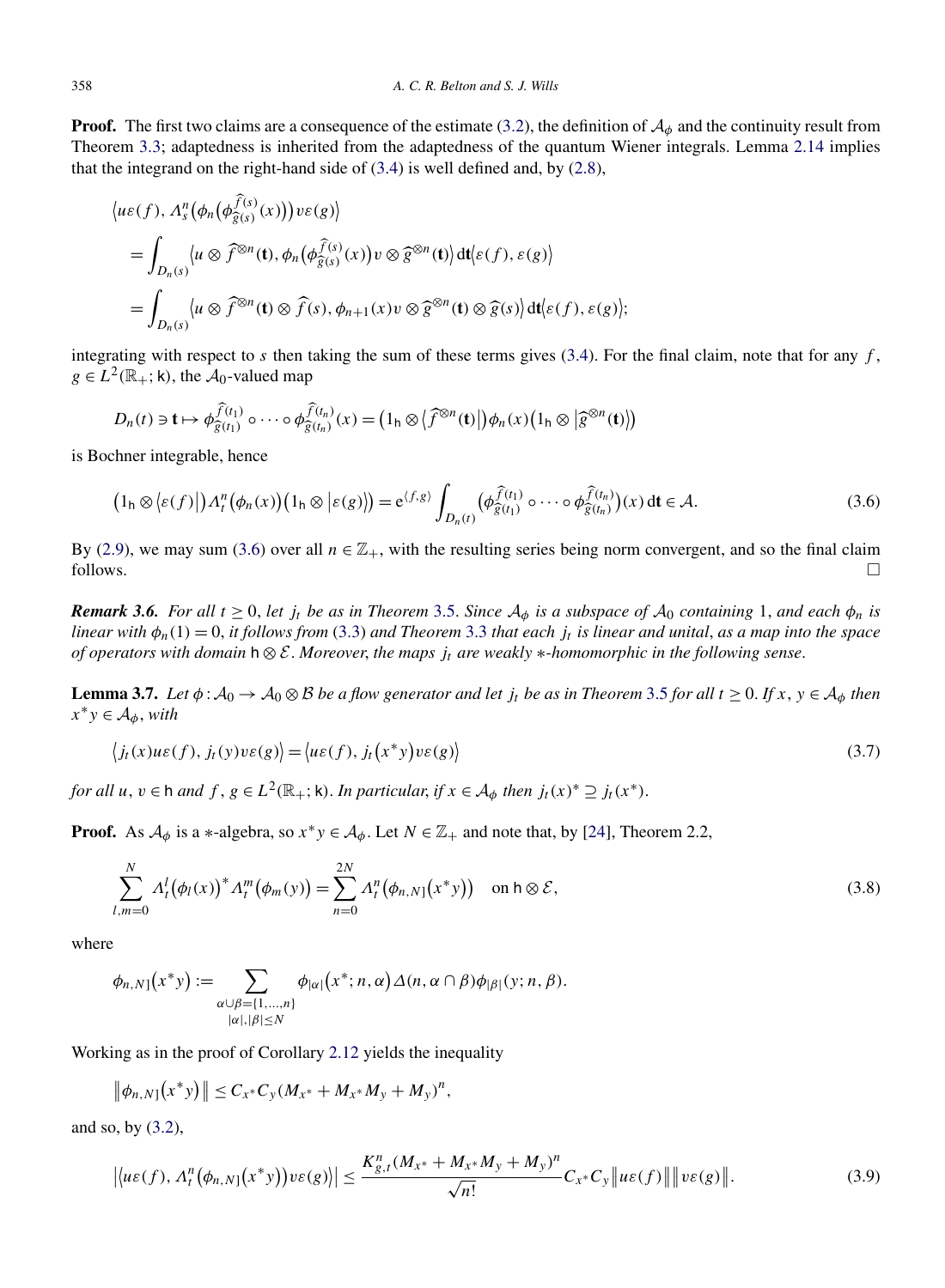**Proof.** The first two claims are a consequence of the estimate (3.2), the definition of $\mathcal{A}_\phi$ and the continuity result from Theorem 3.3; adaptedness is inherited from the adaptedness of the quantum Wiener integrals. Lemma 2.14 implies that the integrand on the right-hand side of (3.4) is well defined and, by (2.8),

$$
\begin{aligned}
&\big\langle u\varepsilon(f), \Lambda_s^n\big(\phi_n\big(\phi_{\widehat{g}(s)}^{\widehat{f}(s)}(x)\big)\big)v\varepsilon(g)\big\rangle \\
&\quad= \int_{D_n(s)} \big\langle u\otimes \widehat{f}^{\otimes n}(\mathbf{t}), \phi_n\big(\phi_{\widehat{g}(s)}^{\widehat{f}(s)}(x)\big)v\otimes \widehat{g}^{\otimes n}(\mathbf{t})\big\rangle \,\mathrm{d}\mathbf{t}\big\langle \varepsilon(f), \varepsilon(g)\big\rangle \\
&\quad= \int_{D_n(s)} \big\langle u\otimes \widehat{f}^{\otimes n}(\mathbf{t})\otimes \widehat{f}(s), \phi_{n+1}(x)v\otimes \widehat{g}^{\otimes n}(\mathbf{t})\otimes \widehat{g}(s)\big\rangle \,\mathrm{d}\mathbf{t}\big\langle \varepsilon(f), \varepsilon(g)\big\rangle;
\end{aligned}
$$

integrating with respect to $s$ then taking the sum of these terms gives (3.4). For the final claim, note that for any $f$, $g\in L^2(\mathbb{R}_+;\mathsf{k})$, the $\mathcal{A}_0$-valued map

$$
D_n(t)\ni \mathbf{t}\mapsto \phi_{\widehat{g}(t_1)}^{\widehat{f}(t_1)}\circ\cdots\circ\phi_{\widehat{g}(t_n)}^{\widehat{f}(t_n)}(x) = \big(1_{\mathsf{h}}\otimes \big\langle \widehat{f}^{\otimes n}(\mathbf{t})\big|\big)\phi_n(x)\big(1_{\mathsf{h}}\otimes \big|\widehat{g}^{\otimes n}(\mathbf{t})\big\rangle\big)
$$

is Bochner integrable, hence

$$
\big(1_{\mathsf{h}}\otimes\big\langle\varepsilon(f)\big|\big)\Lambda_t^n\big(\phi_n(x)\big)\big(1_{\mathsf{h}}\otimes\big|\varepsilon(g)\big\rangle\big) = \mathrm{e}^{\langle f,g\rangle}\int_{D_n(t)}\big(\phi_{\widehat{g}(t_1)}^{\widehat{f}(t_1)}\circ\cdots\circ\phi_{\widehat{g}(t_n)}^{\widehat{f}(t_n)}\big)(x)\,\mathrm{d}\mathbf{t}\in\mathcal{A}. \tag{3.6}
$$

By (2.9), we may sum (3.6) over all $n\in\mathbb{Z}_+$, with the resulting series being norm convergent, and so the final claim follows. $\square$

***Remark 3.6.*** *For all $t\ge 0$, let $j_t$ be as in Theorem 3.5. Since $\mathcal{A}_\phi$ is a subspace of $\mathcal{A}_0$ containing 1, and each $\phi_n$ is linear with $\phi_n(1)=0$, it follows from (3.3) and Theorem 3.3 that each $j_t$ is linear and unital, as a map into the space of operators with domain $\mathsf{h}\otimes\mathcal{E}$. Moreover, the maps $j_t$ are weakly $*$-homomorphic in the following sense.*

**Lemma 3.7.** *Let $\phi:\mathcal{A}_0\to\mathcal{A}_0\otimes\mathcal{B}$ be a flow generator and let $j_t$ be as in Theorem 3.5 for all $t\ge 0$. If $x$, $y\in\mathcal{A}_\phi$ then $x^*y\in\mathcal{A}_\phi$, with*

$$
\big\langle j_t(x)u\varepsilon(f), j_t(y)v\varepsilon(g)\big\rangle = \big\langle u\varepsilon(f), j_t\big(x^*y\big)v\varepsilon(g)\big\rangle \tag{3.7}
$$

*for all $u$, $v\in\mathsf{h}$ and $f$, $g\in L^2(\mathbb{R}_+;\mathsf{k})$. In particular, if $x\in\mathcal{A}_\phi$ then $j_t(x)^*\supseteq j_t(x^*)$.*

**Proof.** As $\mathcal{A}_\phi$ is a $*$-algebra, so $x^*y\in\mathcal{A}_\phi$. Let $N\in\mathbb{Z}_+$ and note that, by [24], Theorem 2.2,

$$
\sum_{l,m=0}^{N}\Lambda_t^l\big(\phi_l(x)\big)^*\Lambda_t^m\big(\phi_m(y)\big) = \sum_{n=0}^{2N}\Lambda_t^n\big(\phi_{n,N]}\big(x^*y\big)\big)\quad\text{on }\mathsf{h}\otimes\mathcal{E}, \tag{3.8}
$$

where

$$
\phi_{n,N]}\big(x^*y\big) := \sum_{\substack{\alpha\cup\beta=\{1,\ldots,n\}\\ |\alpha|,|\beta|\le N}}\phi_{|\alpha|}\big(x^*;n,\alpha\big)\Delta(n,\alpha\cap\beta)\phi_{|\beta|}(y;n,\beta).
$$

Working as in the proof of Corollary 2.12 yields the inequality

$$
\big\|\phi_{n,N]}\big(x^*y\big)\big\| \le C_{x^*}C_y(M_{x^*}+M_{x^*}M_y+M_y)^n,
$$

and so, by (3.2),

$$
\big|\big\langle u\varepsilon(f), \Lambda_t^n\big(\phi_{n,N]}\big(x^*y\big)\big)v\varepsilon(g)\big\rangle\big| \le \frac{K_{g,t}^n(M_{x^*}+M_{x^*}M_y+M_y)^n}{\sqrt{n!}}C_{x^*}C_y\big\|u\varepsilon(f)\big\|\big\|v\varepsilon(g)\big\|. \tag{3.9}
$$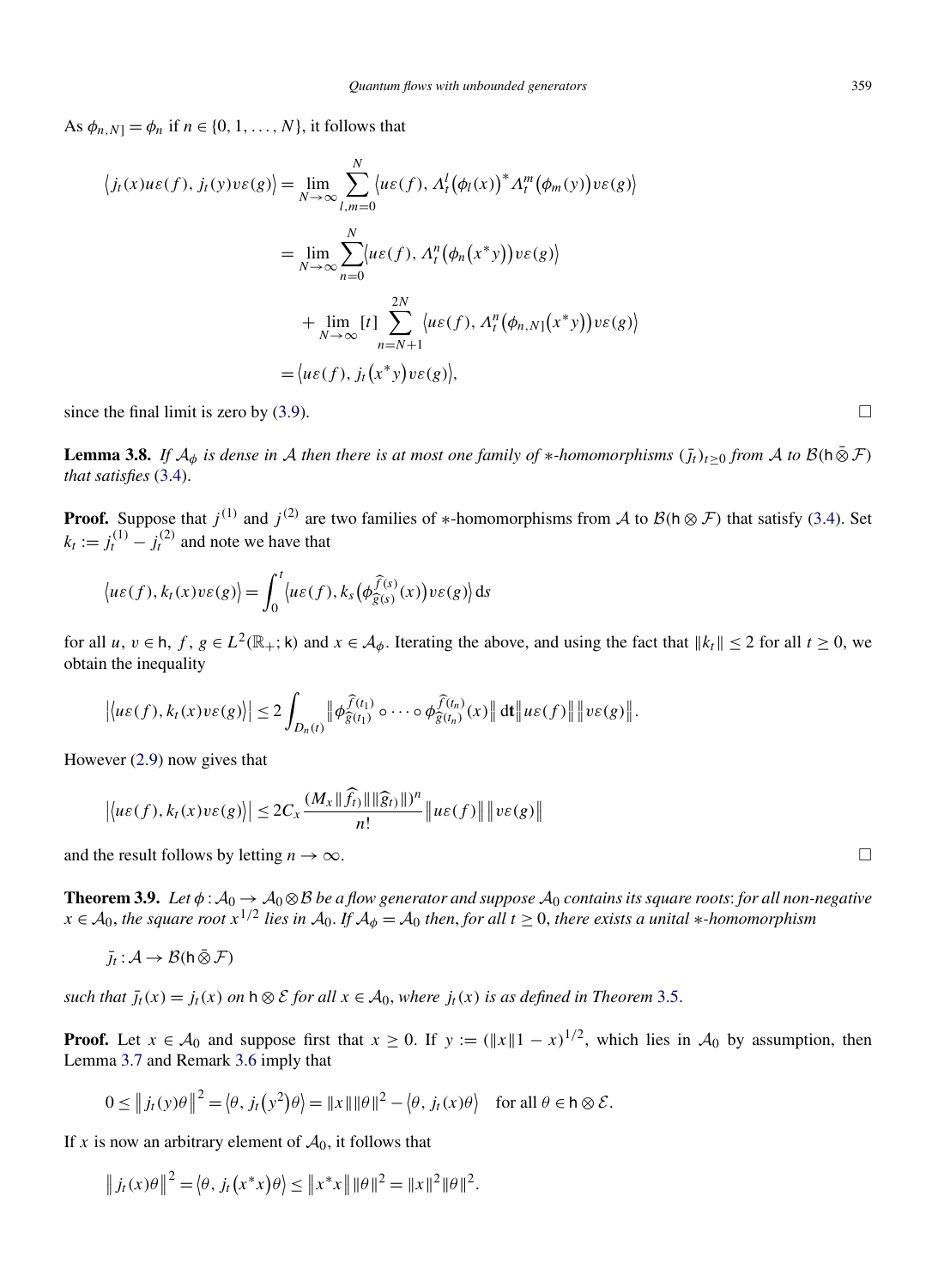As $\phi_{n,N]} = \phi_n$ if $n \in \{0, 1, \ldots, N\}$, it follows that

$$
\begin{aligned}
\langle j_t(x)u\varepsilon(f), j_t(y)v\varepsilon(g)\rangle &= \lim_{N\to\infty} \sum_{l,m=0}^{N} \langle u\varepsilon(f), \Lambda_t^l(\phi_l(x))^* \Lambda_t^m(\phi_m(y))v\varepsilon(g)\rangle \\
&= \lim_{N\to\infty} \sum_{n=0}^{N} \langle u\varepsilon(f), \Lambda_t^n(\phi_n(x^*y))v\varepsilon(g)\rangle \\
&\quad + \lim_{N\to\infty} [t] \sum_{n=N+1}^{2N} \langle u\varepsilon(f), \Lambda_t^n(\phi_{n,N]}(x^*y))v\varepsilon(g)\rangle \\
&= \langle u\varepsilon(f), j_t(x^*y)v\varepsilon(g)\rangle,
\end{aligned}
$$

since the final limit is zero by (3.9). □

**Lemma 3.8.** *If $\mathcal{A}_\phi$ is dense in $\mathcal{A}$ then there is at most one family of $*$-homomorphisms $(\bar{j}_t)_{t\ge 0}$ from $\mathcal{A}$ to $\mathcal{B}(\mathsf{h} \bar{\otimes} \mathcal{F})$ that satisfies* (3.4).

**Proof.** Suppose that $j^{(1)}$ and $j^{(2)}$ are two families of $*$-homomorphisms from $\mathcal{A}$ to $\mathcal{B}(\mathsf{h}\otimes\mathcal{F})$ that satisfy (3.4). Set $k_t := j_t^{(1)} - j_t^{(2)}$ and note we have that

$$
\langle u\varepsilon(f), k_t(x)v\varepsilon(g)\rangle = \int_0^t \langle u\varepsilon(f), k_s(\phi_{\widehat{g}(s)}^{\widehat{f}(s)}(x))v\varepsilon(g)\rangle \,\mathrm{d}s
$$

for all $u, v \in \mathsf{h}$, $f, g \in L^2(\mathbb{R}_+; \mathsf{k})$ and $x \in \mathcal{A}_\phi$. Iterating the above, and using the fact that $\|k_t\| \le 2$ for all $t \ge 0$, we obtain the inequality

$$
|\langle u\varepsilon(f), k_t(x)v\varepsilon(g)\rangle| \le 2\int_{D_n(t)} \|\phi_{\widehat{g}(t_1)}^{\widehat{f}(t_1)} \circ \cdots \circ \phi_{\widehat{g}(t_n)}^{\widehat{f}(t_n)}(x)\| \,\mathrm{d}\mathbf{t} \|u\varepsilon(f)\| \|v\varepsilon(g)\|.
$$

However (2.9) now gives that

$$
|\langle u\varepsilon(f), k_t(x)v\varepsilon(g)\rangle| \le 2C_x \frac{(M_x\|\widehat{f}_{t)}\|\|\widehat{g}_{t)}\|)^n}{n!} \|u\varepsilon(f)\| \|v\varepsilon(g)\|
$$

and the result follows by letting $n \to \infty$. □

**Theorem 3.9.** *Let $\phi : \mathcal{A}_0 \to \mathcal{A}_0 \otimes \mathcal{B}$ be a flow generator and suppose $\mathcal{A}_0$ contains its square roots: for all non-negative $x \in \mathcal{A}_0$, the square root $x^{1/2}$ lies in $\mathcal{A}_0$. If $\mathcal{A}_\phi = \mathcal{A}_0$ then, for all $t \ge 0$, there exists a unital $*$-homomorphism*

$$\bar{j}_t : \mathcal{A} \to \mathcal{B}(\mathsf{h} \bar{\otimes} \mathcal{F})$$

*such that $\bar{j}_t(x) = j_t(x)$ on $\mathsf{h} \otimes \mathcal{E}$ for all $x \in \mathcal{A}_0$, where $j_t(x)$ is as defined in Theorem* 3.5.

**Proof.** Let $x \in \mathcal{A}_0$ and suppose first that $x \ge 0$. If $y := (\|x\|1 - x)^{1/2}$, which lies in $\mathcal{A}_0$ by assumption, then Lemma 3.7 and Remark 3.6 imply that

$$
0 \le \|j_t(y)\theta\|^2 = \langle\theta, j_t(y^2)\theta\rangle = \|x\|\|\theta\|^2 - \langle\theta, j_t(x)\theta\rangle \quad \text{for all } \theta \in \mathsf{h}\otimes\mathcal{E}.
$$

If $x$ is now an arbitrary element of $\mathcal{A}_0$, it follows that

$$
\|j_t(x)\theta\|^2 = \langle\theta, j_t(x^*x)\theta\rangle \le \|x^*x\|\|\theta\|^2 = \|x\|^2\|\theta\|^2.
$$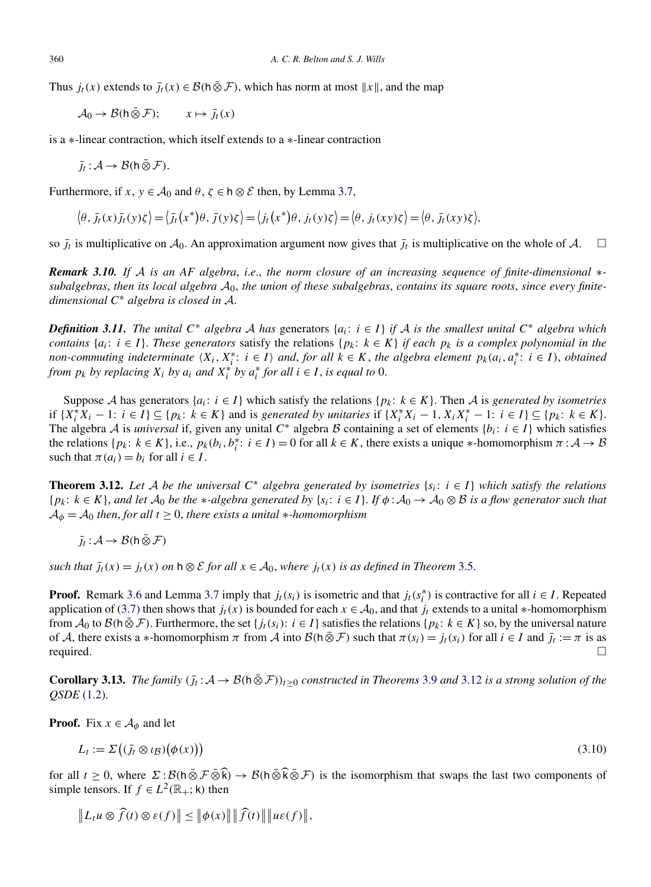Thus $j_t(x)$ extends to $\bar{j}_t(x) \in \mathcal{B}(\mathsf{h} \bar{\otimes} \mathcal{F})$, which has norm at most $\|x\|$, and the map

$$\mathcal{A}_0 \to \mathcal{B}(\mathsf{h} \bar{\otimes} \mathcal{F}); \qquad x \mapsto \bar{j}_t(x)$$

is a $*$-linear contraction, which itself extends to a $*$-linear contraction

$$\bar{j}_t : \mathcal{A} \to \mathcal{B}(\mathsf{h} \bar{\otimes} \mathcal{F}).$$

Furthermore, if $x, y \in \mathcal{A}_0$ and $\theta, \zeta \in \mathsf{h} \otimes \mathcal{E}$ then, by Lemma 3.7,

$$\langle \theta, \bar{j}_t(x) \bar{j}_t(y) \zeta \rangle = \langle \bar{j}_t(x^*) \theta, \bar{j}(y) \zeta \rangle = \langle j_t(x^*) \theta, j_t(y) \zeta \rangle = \langle \theta, j_t(xy) \zeta \rangle = \langle \theta, \bar{j}_t(xy) \zeta \rangle,$$

so $\bar{j}_t$ is multiplicative on $\mathcal{A}_0$. An approximation argument now gives that $\bar{j}_t$ is multiplicative on the whole of $\mathcal{A}$. □

***Remark 3.10.*** *If $\mathcal{A}$ is an AF algebra, i.e., the norm closure of an increasing sequence of finite-dimensional $*$-subalgebras, then its local algebra $\mathcal{A}_0$, the union of these subalgebras, contains its square roots, since every finite-dimensional $C^*$ algebra is closed in $\mathcal{A}$.*

***Definition 3.11.*** *The unital $C^*$ algebra $\mathcal{A}$ has* generators $\{a_i \colon i \in I\}$ *if $\mathcal{A}$ is the smallest unital $C^*$ algebra which contains $\{a_i \colon i \in I\}$. These generators* satisfy the relations $\{p_k \colon k \in K\}$ *if each $p_k$ is a complex polynomial in the non-commuting indeterminate $\langle X_i, X_i^* \colon i \in I \rangle$ and, for all $k \in K$, the algebra element $p_k(a_i, a_i^* \colon i \in I)$, obtained from $p_k$ by replacing $X_i$ by $a_i$ and $X_i^*$ by $a_i^*$ for all $i \in I$, is equal to* 0.

Suppose $\mathcal{A}$ has generators $\{a_i \colon i \in I\}$ which satisfy the relations $\{p_k \colon k \in K\}$. Then $\mathcal{A}$ is *generated by isometries* if $\{X_i^* X_i - 1 \colon i \in I\} \subseteq \{p_k \colon k \in K\}$ and is *generated by unitaries* if $\{X_i^* X_i - 1, X_i X_i^* - 1 \colon i \in I\} \subseteq \{p_k \colon k \in K\}$. The algebra $\mathcal{A}$ is *universal* if, given any unital $C^*$ algebra $\mathcal{B}$ containing a set of elements $\{b_i \colon i \in I\}$ which satisfies the relations $\{p_k \colon k \in K\}$, i.e., $p_k(b_i, b_i^* \colon i \in I) = 0$ for all $k \in K$, there exists a unique $*$-homomorphism $\pi : \mathcal{A} \to \mathcal{B}$ such that $\pi(a_i) = b_i$ for all $i \in I$.

**Theorem 3.12.** *Let $\mathcal{A}$ be the universal $C^*$ algebra generated by isometries $\{s_i \colon i \in I\}$ which satisfy the relations $\{p_k \colon k \in K\}$, and let $\mathcal{A}_0$ be the $*$-algebra generated by $\{s_i \colon i \in I\}$. If $\phi : \mathcal{A}_0 \to \mathcal{A}_0 \otimes \mathcal{B}$ is a flow generator such that $\mathcal{A}_\phi = \mathcal{A}_0$ then, for all $t \geq 0$, there exists a unital $*$-homomorphism*

$$\bar{j}_t : \mathcal{A} \to \mathcal{B}(\mathsf{h} \bar{\otimes} \mathcal{F})$$

*such that $\bar{j}_t(x) = j_t(x)$ on $\mathsf{h} \otimes \mathcal{E}$ for all $x \in \mathcal{A}_0$, where $j_t(x)$ is as defined in Theorem 3.5.*

**Proof.** Remark 3.6 and Lemma 3.7 imply that $j_t(s_i)$ is isometric and that $j_t(s_i^*)$ is contractive for all $i \in I$. Repeated application of (3.7) then shows that $j_t(x)$ is bounded for each $x \in \mathcal{A}_0$, and that $j_t$ extends to a unital $*$-homomorphism from $\mathcal{A}_0$ to $\mathcal{B}(\mathsf{h} \bar{\otimes} \mathcal{F})$. Furthermore, the set $\{j_t(s_i) \colon i \in I\}$ satisfies the relations $\{p_k \colon k \in K\}$ so, by the universal nature of $\mathcal{A}$, there exists a $*$-homomorphism $\pi$ from $\mathcal{A}$ into $\mathcal{B}(\mathsf{h} \bar{\otimes} \mathcal{F})$ such that $\pi(s_i) = j_t(s_i)$ for all $i \in I$ and $\bar{j}_t := \pi$ is as required. □

**Corollary 3.13.** *The family $(\bar{j}_t : \mathcal{A} \to \mathcal{B}(\mathsf{h} \bar{\otimes} \mathcal{F}))_{t \geq 0}$ constructed in Theorems 3.9 and 3.12 is a strong solution of the QSDE (1.2).*

**Proof.** Fix $x \in \mathcal{A}_\phi$ and let

$$L_t := \Sigma\big((\bar{j}_t \otimes \iota_{\mathcal{B}})(\phi(x))\big) \tag{3.10}$$

for all $t \geq 0$, where $\Sigma : \mathcal{B}(\mathsf{h} \bar{\otimes} \mathcal{F} \bar{\otimes} \widehat{\mathsf{k}}) \to \mathcal{B}(\mathsf{h} \bar{\otimes} \widehat{\mathsf{k}} \bar{\otimes} \mathcal{F})$ is the isomorphism that swaps the last two components of simple tensors. If $f \in L^2(\mathbb{R}_+; \mathsf{k})$ then

$$\big\| L_t u \otimes \widehat{f}(t) \otimes \varepsilon(f) \big\| \leq \big\| \phi(x) \big\| \big\| \widehat{f}(t) \big\| \big\| u \varepsilon(f) \big\|,$$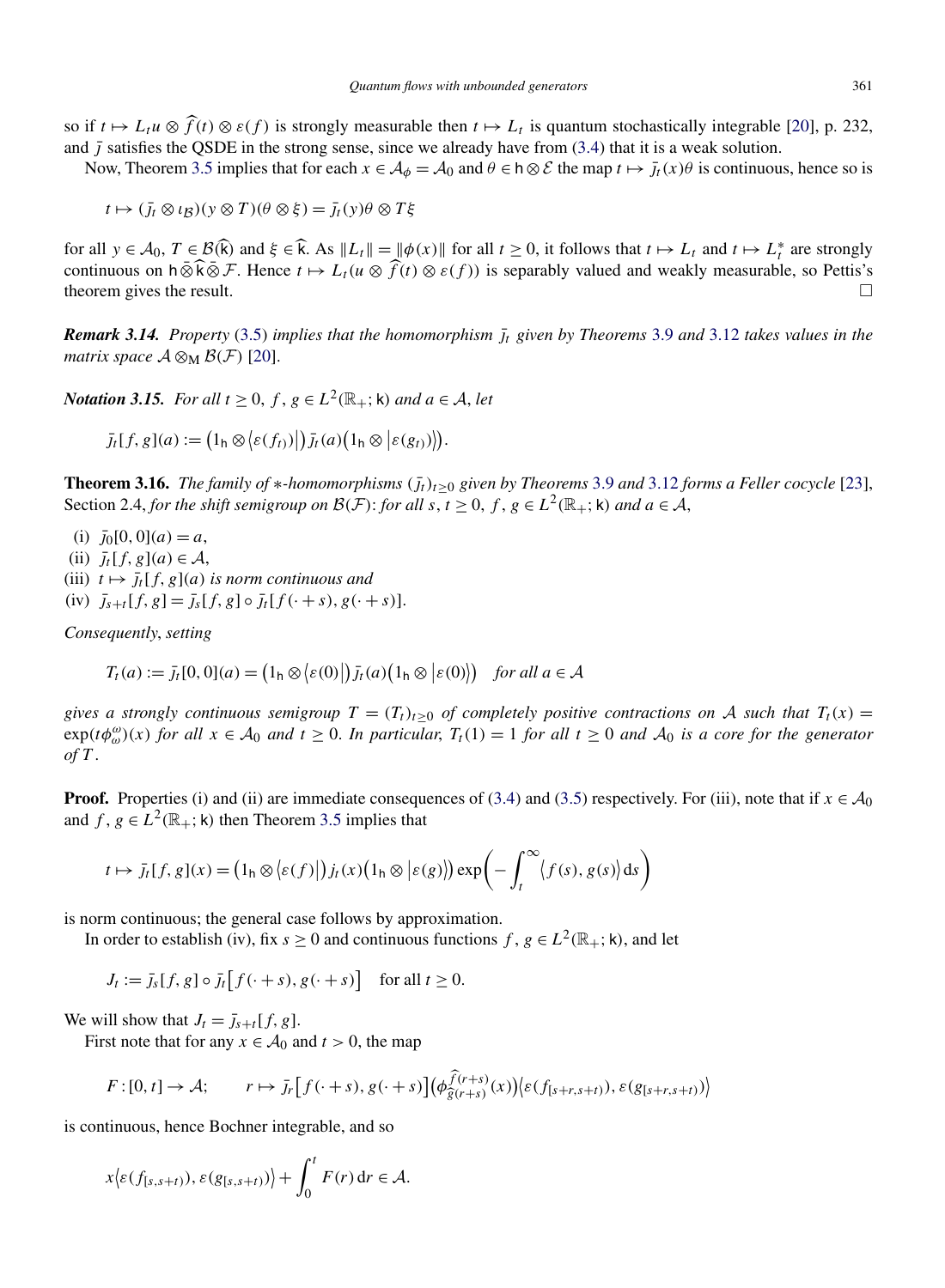so if $t \mapsto L_t u \otimes \widehat{f}(t) \otimes \varepsilon(f)$ is strongly measurable then $t \mapsto L_t$ is quantum stochastically integrable [20], p. 232, and $\bar{j}$ satisfies the QSDE in the strong sense, since we already have from (3.4) that it is a weak solution.

Now, Theorem 3.5 implies that for each $x \in \mathcal{A}_\phi = \mathcal{A}_0$ and $\theta \in \mathsf{h} \otimes \mathcal{E}$ the map $t \mapsto \bar{j}_t(x)\theta$ is continuous, hence so is

$$t \mapsto (\bar{j}_t \otimes \iota_{\mathcal{B}})(y \otimes T)(\theta \otimes \xi) = \bar{j}_t(y)\theta \otimes T\xi$$

for all $y \in \mathcal{A}_0$, $T \in \mathcal{B}(\widehat{\mathsf{k}})$ and $\xi \in \widehat{\mathsf{k}}$. As $\|L_t\| = \|\phi(x)\|$ for all $t \geq 0$, it follows that $t \mapsto L_t$ and $t \mapsto L_t^*$ are strongly continuous on $\mathsf{h} \bar{\otimes} \widehat{\mathsf{k}} \bar{\otimes} \mathcal{F}$. Hence $t \mapsto L_t(u \otimes \widehat{f}(t) \otimes \varepsilon(f))$ is separably valued and weakly measurable, so Pettis's theorem gives the result. $\square$

***Remark 3.14.*** *Property* (3.5) *implies that the homomorphism $\bar{j}_t$ given by Theorems* 3.9 *and* 3.12 *takes values in the matrix space $\mathcal{A} \otimes_{\mathrm{M}} \mathcal{B}(\mathcal{F})$* [20].

***Notation 3.15.*** *For all $t \geq 0$, $f, g \in L^2(\mathbb{R}_+; \mathsf{k})$ and $a \in \mathcal{A}$, let*

$$\bar{j}_t[f, g](a) := \big(1_{\mathsf{h}} \otimes \langle \varepsilon(f_{t)})|\big) \bar{j}_t(a) \big(1_{\mathsf{h}} \otimes |\varepsilon(g_{t)})\rangle\big).$$

**Theorem 3.16.** *The family of $*$-homomorphisms $(\bar{j}_t)_{t\geq 0}$ given by Theorems* 3.9 *and* 3.12 *forms a Feller cocycle* [23], Section 2.4, *for the shift semigroup on $\mathcal{B}(\mathcal{F})$: for all $s, t \geq 0$, $f, g \in L^2(\mathbb{R}_+; \mathsf{k})$ and $a \in \mathcal{A}$,*

(i) $\bar{j}_0[0, 0](a) = a$,
(ii) $\bar{j}_t[f, g](a) \in \mathcal{A}$,
(iii) $t \mapsto \bar{j}_t[f, g](a)$ *is norm continuous and*
(iv) $\bar{j}_{s+t}[f, g] = \bar{j}_s[f, g] \circ \bar{j}_t[f(\cdot + s), g(\cdot + s)]$.

*Consequently, setting*

$$T_t(a) := \bar{j}_t[0, 0](a) = \big(1_{\mathsf{h}} \otimes \langle \varepsilon(0)|\big) \bar{j}_t(a) \big(1_{\mathsf{h}} \otimes |\varepsilon(0)\rangle\big) \quad \textit{for all } a \in \mathcal{A}$$

*gives a strongly continuous semigroup $T = (T_t)_{t \geq 0}$ of completely positive contractions on $\mathcal{A}$ such that $T_t(x) = \exp(t\phi_\omega^\omega)(x)$ for all $x \in \mathcal{A}_0$ and $t \geq 0$. In particular, $T_t(1) = 1$ for all $t \geq 0$ and $\mathcal{A}_0$ is a core for the generator of $T$.*

**Proof.** Properties (i) and (ii) are immediate consequences of (3.4) and (3.5) respectively. For (iii), note that if $x \in \mathcal{A}_0$ and $f, g \in L^2(\mathbb{R}_+; \mathsf{k})$ then Theorem 3.5 implies that

$$t \mapsto \bar{j}_t[f, g](x) = \big(1_{\mathsf{h}} \otimes \langle \varepsilon(f)|\big) j_t(x) \big(1_{\mathsf{h}} \otimes |\varepsilon(g)\rangle\big) \exp\left(-\int_t^\infty \langle f(s), g(s)\rangle \,\mathrm{d}s\right)$$

is norm continuous; the general case follows by approximation.

In order to establish (iv), fix $s \geq 0$ and continuous functions $f, g \in L^2(\mathbb{R}_+; \mathsf{k})$, and let

$$J_t := \bar{j}_s[f, g] \circ \bar{j}_t\big[f(\cdot + s), g(\cdot + s)\big] \quad \text{for all } t \geq 0.$$

We will show that $J_t = \bar{j}_{s+t}[f, g]$.

First note that for any $x \in \mathcal{A}_0$ and $t > 0$, the map

$$F : [0, t] \to \mathcal{A}; \qquad r \mapsto \bar{j}_r\big[f(\cdot + s), g(\cdot + s)\big]\big(\phi_{\widehat{g}(r+s)}^{\widehat{f}(r+s)}(x)\big)\big\langle \varepsilon(f_{[s+r,s+t)}), \varepsilon(g_{[s+r,s+t)})\big\rangle$$

is continuous, hence Bochner integrable, and so

$$x\big\langle \varepsilon(f_{[s,s+t)}), \varepsilon(g_{[s,s+t)})\big\rangle + \int_0^t F(r) \,\mathrm{d}r \in \mathcal{A}.$$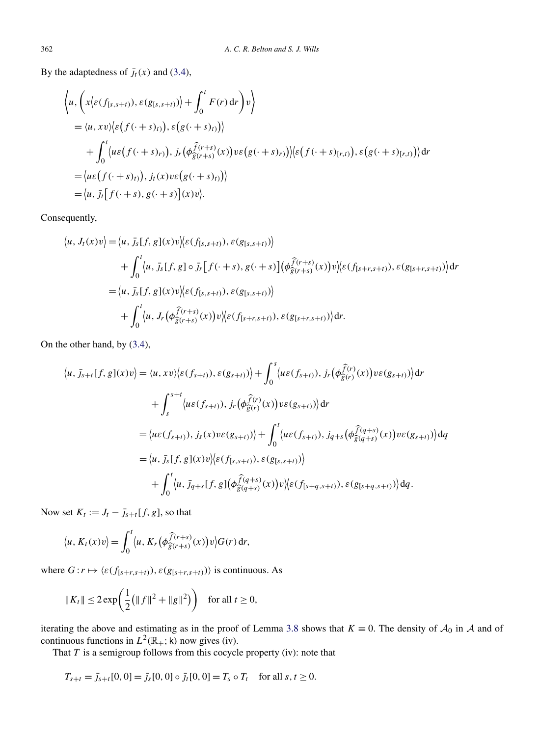By the adaptedness of $\bar{j}_t(x)$ and (3.4),

$$
\begin{aligned}
&\left\langle u, \left( x\langle \varepsilon(f_{[s,s+t)}), \varepsilon(g_{[s,s+t)})\rangle + \int_0^t F(r)\,\mathrm{d}r \right) v \right\rangle \\
&= \langle u, xv\rangle \big\langle \varepsilon\big(f(\cdot+s)_{t)}\big), \varepsilon\big(g(\cdot+s)_{t)}\big)\big\rangle \\
&\quad + \int_0^t \big\langle u\varepsilon\big(f(\cdot+s)_{r)}\big), j_r\big(\phi^{\widehat{f}(r+s)}_{\widehat{g}(r+s)}(x)\big) v\varepsilon\big(g(\cdot+s)_{r)}\big)\big\rangle \big\langle \varepsilon\big(f(\cdot+s)_{[r,t)}\big), \varepsilon\big(g(\cdot+s)_{[r,t)}\big)\big\rangle \,\mathrm{d}r \\
&= \big\langle u\varepsilon\big(f(\cdot+s)_{t)}\big), j_t(x) v\varepsilon\big(g(\cdot+s)_{t)}\big)\big\rangle \\
&= \big\langle u, \bar{j}_t\big[f(\cdot+s), g(\cdot+s)\big](x)v\big\rangle.
\end{aligned}
$$

Consequently,

$$
\begin{aligned}
\big\langle u, J_t(x)v\big\rangle &= \big\langle u, \bar{j}_s[f,g](x)v\big\rangle\big\langle \varepsilon(f_{[s,s+t)}), \varepsilon(g_{[s,s+t)})\big\rangle \\
&\quad + \int_0^t \big\langle u, \bar{j}_s[f,g]\circ \bar{j}_r\big[f(\cdot+s), g(\cdot+s)\big]\big(\phi^{\widehat{f}(r+s)}_{\widehat{g}(r+s)}(x)\big)v\big\rangle\big\langle \varepsilon(f_{[s+r,s+t)}), \varepsilon(g_{[s+r,s+t)})\big\rangle \,\mathrm{d}r \\
&= \big\langle u, \bar{j}_s[f,g](x)v\big\rangle\big\langle \varepsilon(f_{[s,s+t)}), \varepsilon(g_{[s,s+t)})\big\rangle \\
&\quad + \int_0^t \big\langle u, J_r\big(\phi^{\widehat{f}(r+s)}_{\widehat{g}(r+s)}(x)\big)v\big\rangle\big\langle \varepsilon(f_{[s+r,s+t)}), \varepsilon(g_{[s+r,s+t)})\big\rangle \,\mathrm{d}r.
\end{aligned}
$$

On the other hand, by (3.4),

$$
\begin{aligned}
\big\langle u, \bar{j}_{s+t}[f,g](x)v\big\rangle &= \langle u, xv\rangle\big\langle \varepsilon(f_{s+t)}), \varepsilon(g_{s+t)})\big\rangle + \int_0^s \big\langle u\varepsilon(f_{s+t)}), j_r\big(\phi^{\widehat{f}(r)}_{\widehat{g}(r)}(x)\big)v\varepsilon(g_{s+t)})\big\rangle\,\mathrm{d}r \\
&\quad + \int_s^{s+t} \big\langle u\varepsilon(f_{s+t)}), j_r\big(\phi^{\widehat{f}(r)}_{\widehat{g}(r)}(x)\big)v\varepsilon(g_{s+t)})\big\rangle\,\mathrm{d}r \\
&= \big\langle u\varepsilon(f_{s+t)}), j_s(x)v\varepsilon(g_{s+t)})\big\rangle + \int_0^t \big\langle u\varepsilon(f_{s+t)}), j_{q+s}\big(\phi^{\widehat{f}(q+s)}_{\widehat{g}(q+s)}(x)\big)v\varepsilon(g_{s+t)})\big\rangle\,\mathrm{d}q \\
&= \big\langle u, \bar{j}_s[f,g](x)v\big\rangle\big\langle \varepsilon(f_{[s,s+t)}), \varepsilon(g_{[s,s+t)})\big\rangle \\
&\quad + \int_0^t \big\langle u, \bar{j}_{q+s}[f,g]\big(\phi^{\widehat{f}(q+s)}_{\widehat{g}(q+s)}(x)\big)v\big\rangle\big\langle \varepsilon(f_{[s+q,s+t)}), \varepsilon(g_{[s+q,s+t)})\big\rangle\,\mathrm{d}q.
\end{aligned}
$$

Now set $K_t := J_t - \bar{j}_{s+t}[f,g]$, so that

$$
\big\langle u, K_t(x)v\big\rangle = \int_0^t \big\langle u, K_r\big(\phi^{\widehat{f}(r+s)}_{\widehat{g}(r+s)}(x)\big)v\big\rangle G(r)\,\mathrm{d}r,
$$

where $G : r \mapsto \langle \varepsilon(f_{[s+r,s+t)}), \varepsilon(g_{[s+r,s+t)})\rangle$ is continuous. As

$$
\|K_t\| \le 2\exp\left(\frac{1}{2}\big(\|f\|^2 + \|g\|^2\big)\right) \quad \text{for all } t \ge 0,
$$

iterating the above and estimating as in the proof of Lemma 3.8 shows that $K \equiv 0$. The density of $\mathcal{A}_0$ in $\mathcal{A}$ and of continuous functions in $L^2(\mathbb{R}_+; \mathsf{k})$ now gives (iv).

That $T$ is a semigroup follows from this cocycle property (iv): note that

$$
T_{s+t} = \bar{j}_{s+t}[0,0] = \bar{j}_s[0,0] \circ \bar{j}_t[0,0] = T_s \circ T_t \quad \text{for all } s, t \ge 0.
$$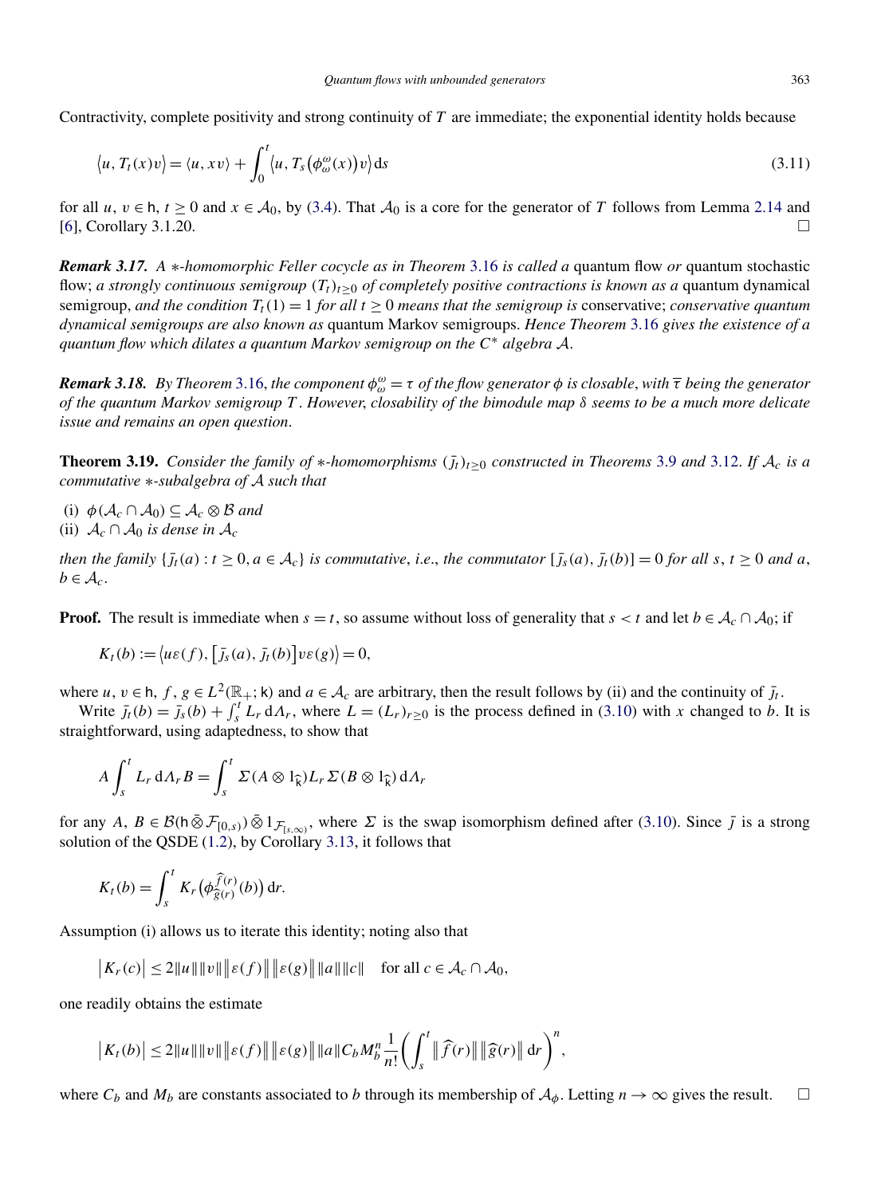Contractivity, complete positivity and strong continuity of $T$ are immediate; the exponential identity holds because

$$\langle u, T_t(x)v\rangle = \langle u, xv\rangle + \int_0^t \langle u, T_s(\phi_\omega^\omega(x))v\rangle \,\mathrm{d}s \tag{3.11}$$

for all $u, v \in \mathsf{h}$, $t \geq 0$ and $x \in \mathcal{A}_0$, by (3.4). That $\mathcal{A}_0$ is a core for the generator of $T$ follows from Lemma 2.14 and [6], Corollary 3.1.20. □

***Remark 3.17.*** *A $*$-homomorphic Feller cocycle as in Theorem 3.16 is called a* quantum flow *or* quantum stochastic flow; *a strongly continuous semigroup $(T_t)_{t\geq 0}$ of completely positive contractions is known as a* quantum dynamical semigroup, *and the condition $T_t(1) = 1$ for all $t \geq 0$ means that the semigroup is* conservative; *conservative quantum dynamical semigroups are also known as* quantum Markov semigroups. *Hence Theorem 3.16 gives the existence of a quantum flow which dilates a quantum Markov semigroup on the $C^*$ algebra $\mathcal{A}$.*

***Remark 3.18.*** *By Theorem 3.16, the component $\phi_\omega^\omega = \tau$ of the flow generator $\phi$ is closable, with $\overline{\tau}$ being the generator of the quantum Markov semigroup $T$. However, closability of the bimodule map $\delta$ seems to be a much more delicate issue and remains an open question.*

**Theorem 3.19.** *Consider the family of $*$-homomorphisms $(\bar{j}_t)_{t\geq 0}$ constructed in Theorems 3.9 and 3.12. If $\mathcal{A}_c$ is a commutative $*$-subalgebra of $\mathcal{A}$ such that*

(i) *$\phi(\mathcal{A}_c \cap \mathcal{A}_0) \subseteq \mathcal{A}_c \otimes \mathcal{B}$ and*
(ii) *$\mathcal{A}_c \cap \mathcal{A}_0$ is dense in $\mathcal{A}_c$*

*then the family $\{\bar{j}_t(a) : t \geq 0, a \in \mathcal{A}_c\}$ is commutative, i.e., the commutator $[\bar{j}_s(a), \bar{j}_t(b)] = 0$ for all $s$, $t \geq 0$ and $a$, $b \in \mathcal{A}_c$.*

**Proof.** The result is immediate when $s = t$, so assume without loss of generality that $s < t$ and let $b \in \mathcal{A}_c \cap \mathcal{A}_0$; if

$$K_t(b) := \langle u\varepsilon(f), [\bar{j}_s(a), \bar{j}_t(b)]v\varepsilon(g)\rangle = 0,$$

where $u, v \in \mathsf{h}$, $f, g \in L^2(\mathbb{R}_+; \mathsf{k})$ and $a \in \mathcal{A}_c$ are arbitrary, then the result follows by (ii) and the continuity of $\bar{j}_t$.

Write $\bar{j}_t(b) = \bar{j}_s(b) + \int_s^t L_r \,\mathrm{d}\Lambda_r$, where $L = (L_r)_{r\geq 0}$ is the process defined in (3.10) with $x$ changed to $b$. It is straightforward, using adaptedness, to show that

$$A \int_s^t L_r \,\mathrm{d}\Lambda_r B = \int_s^t \Sigma(A \otimes 1_{\widehat{\mathsf{k}}}) L_r \Sigma(B \otimes 1_{\widehat{\mathsf{k}}}) \,\mathrm{d}\Lambda_r$$

for any $A$, $B \in \mathcal{B}(\mathsf{h} \mathbin{\bar{\otimes}} \mathcal{F}_{[0,s)}) \mathbin{\bar{\otimes}} 1_{\mathcal{F}_{[s,\infty)}}$, where $\Sigma$ is the swap isomorphism defined after (3.10). Since $\bar{j}$ is a strong solution of the QSDE (1.2), by Corollary 3.13, it follows that

$$K_t(b) = \int_s^t K_r\big(\phi_{\widehat{g}(r)}^{\widehat{f}(r)}(b)\big) \,\mathrm{d}r.$$

Assumption (i) allows us to iterate this identity; noting also that

$$|K_r(c)| \leq 2\|u\|\|v\|\|\varepsilon(f)\|\|\varepsilon(g)\|\|a\|\|c\| \quad \text{for all } c \in \mathcal{A}_c \cap \mathcal{A}_0,$$

one readily obtains the estimate

$$|K_t(b)| \leq 2\|u\|\|v\|\|\varepsilon(f)\|\|\varepsilon(g)\|\|a\|C_b M_b^n \frac{1}{n!}\left(\int_s^t \|\widehat{f}(r)\|\|\widehat{g}(r)\| \,\mathrm{d}r\right)^n,$$

where $C_b$ and $M_b$ are constants associated to $b$ through its membership of $\mathcal{A}_\phi$. Letting $n \to \infty$ gives the result. □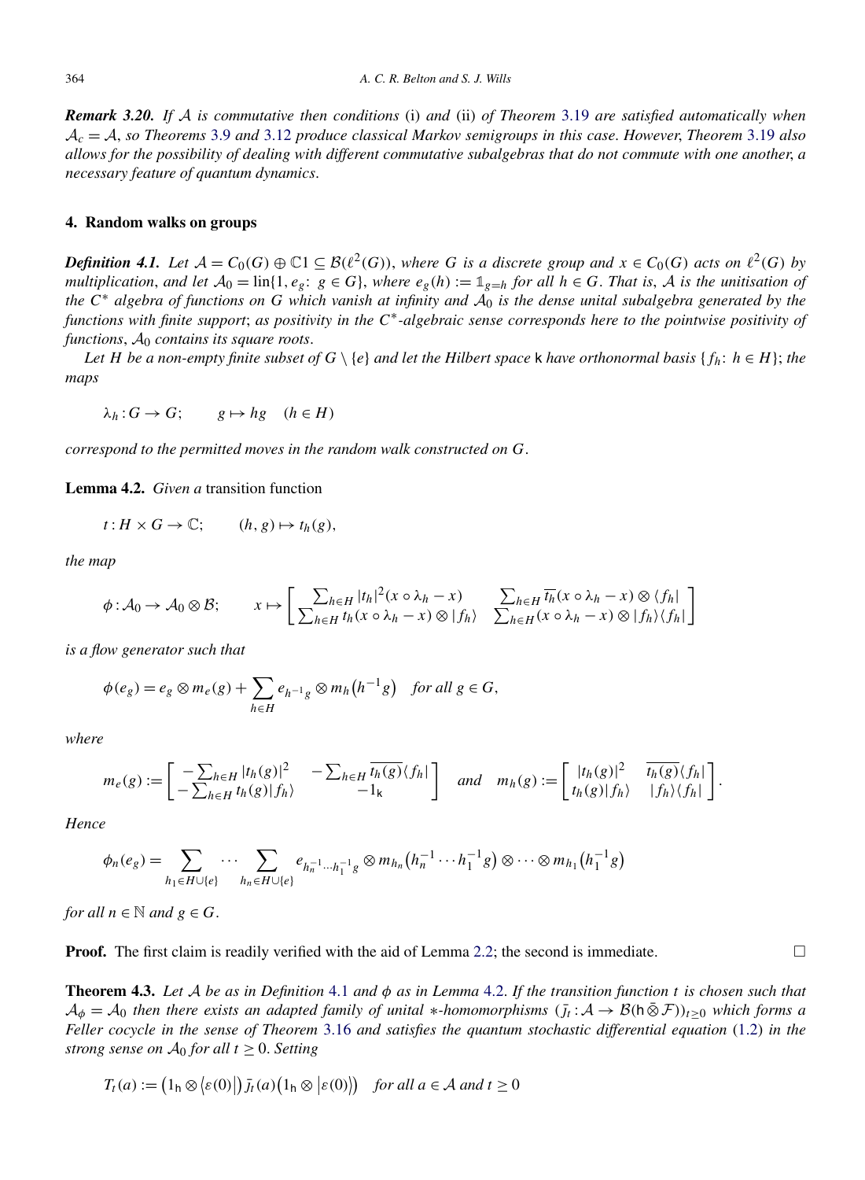***Remark 3.20.*** *If $\mathcal{A}$ is commutative then conditions* (i) *and* (ii) *of Theorem* 3.19 *are satisfied automatically when $\mathcal{A}_c = \mathcal{A}$, so Theorems* 3.9 *and* 3.12 *produce classical Markov semigroups in this case. However, Theorem* 3.19 *also allows for the possibility of dealing with different commutative subalgebras that do not commute with one another, a necessary feature of quantum dynamics.*

## 4. Random walks on groups

***Definition 4.1.*** *Let $\mathcal{A} = C_0(G) \oplus \mathbb{C}1 \subseteq \mathcal{B}(\ell^2(G))$, where $G$ is a discrete group and $x \in C_0(G)$ acts on $\ell^2(G)$ by multiplication, and let $\mathcal{A}_0 = \operatorname{lin}\{1, e_g\colon g \in G\}$, where $e_g(h) := \mathbb{1}_{g=h}$ for all $h \in G$. That is, $\mathcal{A}$ is the unitisation of the $C^*$ algebra of functions on $G$ which vanish at infinity and $\mathcal{A}_0$ is the dense unital subalgebra generated by the functions with finite support; as positivity in the $C^*$-algebraic sense corresponds here to the pointwise positivity of functions, $\mathcal{A}_0$ contains its square roots.*

*Let $H$ be a non-empty finite subset of $G \setminus \{e\}$ and let the Hilbert space $\mathsf{k}$ have orthonormal basis $\{f_h\colon h \in H\}$; the maps*

$$\lambda_h : G \to G; \qquad g \mapsto hg \quad (h \in H)$$

*correspond to the permitted moves in the random walk constructed on $G$.*

**Lemma 4.2.** *Given a* transition function

$$t : H \times G \to \mathbb{C}; \qquad (h, g) \mapsto t_h(g),$$

*the map*

$$\phi : \mathcal{A}_0 \to \mathcal{A}_0 \otimes \mathcal{B}; \qquad x \mapsto \begin{bmatrix} \sum_{h\in H} |t_h|^2 (x \circ \lambda_h - x) & \sum_{h\in H} \overline{t_h}(x \circ \lambda_h - x) \otimes \langle f_h| \\ \sum_{h\in H} t_h (x \circ \lambda_h - x) \otimes |f_h\rangle & \sum_{h\in H} (x \circ \lambda_h - x) \otimes |f_h\rangle\langle f_h| \end{bmatrix}$$

*is a flow generator such that*

$$\phi(e_g) = e_g \otimes m_e(g) + \sum_{h\in H} e_{h^{-1}g} \otimes m_h\big(h^{-1}g\big) \quad \text{for all } g \in G,$$

*where*

$$m_e(g) := \begin{bmatrix} -\sum_{h\in H} |t_h(g)|^2 & -\sum_{h\in H} \overline{t_h(g)}\langle f_h| \\ -\sum_{h\in H} t_h(g)|f_h\rangle & -1_{\mathsf{k}} \end{bmatrix} \quad \text{and} \quad m_h(g) := \begin{bmatrix} |t_h(g)|^2 & \overline{t_h(g)}\langle f_h| \\ t_h(g)|f_h\rangle & |f_h\rangle\langle f_h| \end{bmatrix}.$$

*Hence*

$$\phi_n(e_g) = \sum_{h_1 \in H\cup\{e\}} \cdots \sum_{h_n \in H\cup\{e\}} e_{h_n^{-1}\cdots h_1^{-1}g} \otimes m_{h_n}\big(h_n^{-1}\cdots h_1^{-1}g\big) \otimes \cdots \otimes m_{h_1}\big(h_1^{-1}g\big)$$

*for all $n \in \mathbb{N}$ and $g \in G$.*

**Proof.** The first claim is readily verified with the aid of Lemma 2.2; the second is immediate. □

**Theorem 4.3.** *Let $\mathcal{A}$ be as in Definition 4.1 and $\phi$ as in Lemma 4.2. If the transition function $t$ is chosen such that $\mathcal{A}_\phi = \mathcal{A}_0$ then there exists an adapted family of unital $*$-homomorphisms $(\bar{j}_t : \mathcal{A} \to \mathcal{B}(\mathsf{h} \bar{\otimes} \mathcal{F}))_{t\geq 0}$ which forms a Feller cocycle in the sense of Theorem 3.16 and satisfies the quantum stochastic differential equation* (1.2) *in the strong sense on $\mathcal{A}_0$ for all $t \geq 0$. Setting*

$$T_t(a) := \big(1_{\mathsf{h}} \otimes \langle\varepsilon(0)|\big)\, \bar{j}_t(a)\big(1_{\mathsf{h}} \otimes |\varepsilon(0)\rangle\big) \quad \text{for all } a \in \mathcal{A} \text{ and } t \geq 0$$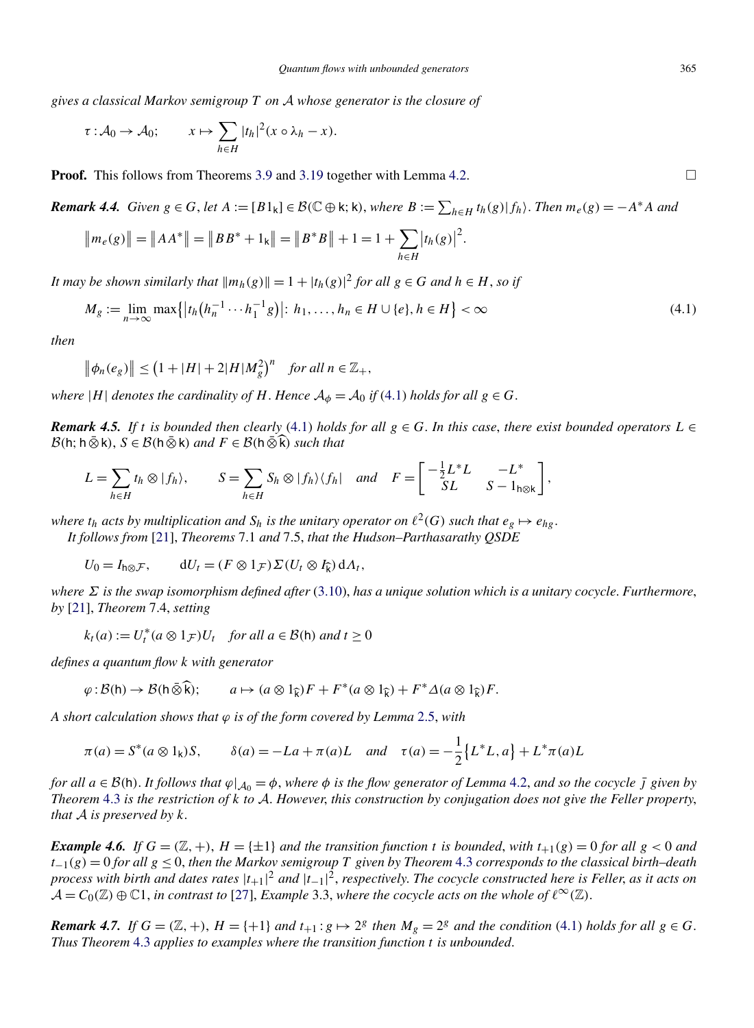*gives a classical Markov semigroup $T$ on $\mathcal{A}$ whose generator is the closure of*

$$\tau : \mathcal{A}_0 \to \mathcal{A}_0; \qquad x \mapsto \sum_{h \in H} |t_h|^2 (x \circ \lambda_h - x).$$

**Proof.** This follows from Theorems 3.9 and 3.19 together with Lemma 4.2. □

***Remark 4.4.*** *Given $g \in G$, let $A := [B \, 1_{\mathsf{k}}] \in \mathcal{B}(\mathbb{C} \oplus \mathsf{k}; \mathsf{k})$, where $B := \sum_{h \in H} t_h(g) | f_h\rangle$. Then $m_e(g) = -A^* A$ and*

$$\|m_e(g)\| = \|AA^*\| = \|BB^* + 1_{\mathsf{k}}\| = \|B^*B\| + 1 = 1 + \sum_{h \in H} |t_h(g)|^2.$$

*It may be shown similarly that $\|m_h(g)\| = 1 + |t_h(g)|^2$ for all $g \in G$ and $h \in H$, so if*

$$M_g := \lim_{n \to \infty} \max\bigl\{ \bigl| t_h\bigl(h_n^{-1} \cdots h_1^{-1} g\bigr)\bigr| \colon h_1, \ldots, h_n \in H \cup \{e\}, h \in H \bigr\} < \infty \tag{4.1}$$

*then*

$$\|\phi_n(e_g)\| \le \bigl(1 + |H| + 2|H| M_g^2\bigr)^n \quad \text{for all } n \in \mathbb{Z}_+,$$

*where $|H|$ denotes the cardinality of $H$. Hence $\mathcal{A}_\phi = \mathcal{A}_0$ if (4.1) holds for all $g \in G$.*

***Remark 4.5.*** *If $t$ is bounded then clearly (4.1) holds for all $g \in G$. In this case, there exist bounded operators $L \in \mathcal{B}(\mathsf{h}; \mathsf{h} \bar{\otimes} \mathsf{k})$, $S \in \mathcal{B}(\mathsf{h} \bar{\otimes} \mathsf{k})$ and $F \in \mathcal{B}(\mathsf{h} \bar{\otimes} \widehat{\mathsf{k}})$ such that*

$$L = \sum_{h \in H} t_h \otimes |f_h\rangle, \qquad S = \sum_{h \in H} S_h \otimes |f_h\rangle\langle f_h| \quad \text{and} \quad F = \begin{bmatrix} -\frac{1}{2} L^* L & -L^* \\ SL & S - 1_{\mathsf{h} \otimes \mathsf{k}} \end{bmatrix},$$

*where $t_h$ acts by multiplication and $S_h$ is the unitary operator on $\ell^2(G)$ such that $e_g \mapsto e_{hg}$.*

*It follows from [21], Theorems 7.1 and 7.5, that the Hudson–Parthasarathy QSDE*

$$U_0 = I_{\mathsf{h} \otimes \mathcal{F}}, \qquad \mathrm{d}U_t = (F \otimes 1_{\mathcal{F}}) \Sigma (U_t \otimes I_{\widehat{\mathsf{k}}}) \, \mathrm{d}\Lambda_t,$$

*where $\Sigma$ is the swap isomorphism defined after (3.10), has a unique solution which is a unitary cocycle. Furthermore, by [21], Theorem 7.4, setting*

$$k_t(a) := U_t^* (a \otimes 1_{\mathcal{F}}) U_t \quad \text{for all } a \in \mathcal{B}(\mathsf{h}) \text{ and } t \ge 0$$

*defines a quantum flow $k$ with generator*

$$\varphi : \mathcal{B}(\mathsf{h}) \to \mathcal{B}(\mathsf{h} \bar{\otimes} \widehat{\mathsf{k}}); \qquad a \mapsto (a \otimes 1_{\widehat{\mathsf{k}}}) F + F^*(a \otimes 1_{\widehat{\mathsf{k}}}) + F^* \Delta (a \otimes 1_{\widehat{\mathsf{k}}}) F.$$

*A short calculation shows that $\varphi$ is of the form covered by Lemma 2.5, with*

$$\pi(a) = S^*(a \otimes 1_{\mathsf{k}}) S, \qquad \delta(a) = -La + \pi(a) L \quad \text{and} \quad \tau(a) = -\frac{1}{2}\bigl\{L^* L, a\bigr\} + L^* \pi(a) L$$

*for all $a \in \mathcal{B}(\mathsf{h})$. It follows that $\varphi|_{\mathcal{A}_0} = \phi$, where $\phi$ is the flow generator of Lemma 4.2, and so the cocycle $\bar{j}$ given by Theorem 4.3 is the restriction of $k$ to $\mathcal{A}$. However, this construction by conjugation does not give the Feller property, that $\mathcal{A}$ is preserved by $k$.*

***Example 4.6.*** *If $G = (\mathbb{Z}, +)$, $H = \{\pm 1\}$ and the transition function $t$ is bounded, with $t_{+1}(g) = 0$ for all $g < 0$ and $t_{-1}(g) = 0$ for all $g \le 0$, then the Markov semigroup $T$ given by Theorem 4.3 corresponds to the classical birth–death process with birth and dates rates $|t_{+1}|^2$ and $|t_{-1}|^2$, respectively. The cocycle constructed here is Feller, as it acts on $\mathcal{A} = C_0(\mathbb{Z}) \oplus \mathbb{C}1$, in contrast to [27], Example 3.3, where the cocycle acts on the whole of $\ell^\infty(\mathbb{Z})$.*

***Remark 4.7.*** *If $G = (\mathbb{Z}, +)$, $H = \{+1\}$ and $t_{+1} : g \mapsto 2^g$ then $M_g = 2^g$ and the condition (4.1) holds for all $g \in G$. Thus Theorem 4.3 applies to examples where the transition function $t$ is unbounded.*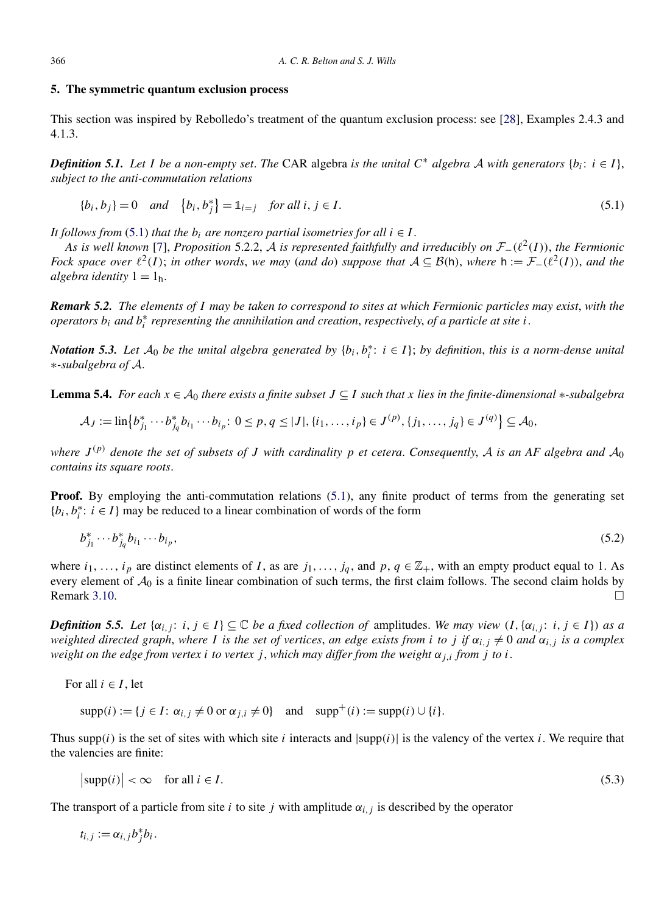## 5. The symmetric quantum exclusion process

This section was inspired by Rebolledo's treatment of the quantum exclusion process: see [28], Examples 2.4.3 and 4.1.3.

***Definition 5.1.*** *Let $I$ be a non-empty set. The* CAR algebra *is the unital $C^*$ algebra $\mathcal{A}$ with generators $\{b_i\colon i \in I\}$, subject to the anti-commutation relations*

$$\{b_i, b_j\} = 0 \quad \text{and} \quad \{b_i, b_j^*\} = \mathbb{1}_{i=j} \quad \text{for all } i, j \in I. \tag{5.1}$$

*It follows from (5.1) that the $b_i$ are nonzero partial isometries for all $i \in I$.*

*As is well known [7], Proposition 5.2.2, $\mathcal{A}$ is represented faithfully and irreducibly on $\mathcal{F}_-(\ell^2(I))$, the Fermionic Fock space over $\ell^2(I)$; in other words, we may (and do) suppose that $\mathcal{A} \subseteq \mathcal{B}(\mathsf{h})$, where $\mathsf{h} := \mathcal{F}_-(\ell^2(I))$, and the algebra identity $1 = 1_{\mathsf{h}}$.*

***Remark 5.2.*** *The elements of $I$ may be taken to correspond to sites at which Fermionic particles may exist, with the operators $b_i$ and $b_i^*$ representing the annihilation and creation, respectively, of a particle at site $i$.*

***Notation 5.3.*** *Let $\mathcal{A}_0$ be the unital algebra generated by $\{b_i, b_i^*\colon i \in I\}$; by definition, this is a norm-dense unital $*$-subalgebra of $\mathcal{A}$.*

**Lemma 5.4.** *For each $x \in \mathcal{A}_0$ there exists a finite subset $J \subseteq I$ such that $x$ lies in the finite-dimensional $*$-subalgebra*

$$\mathcal{A}_J := \operatorname{lin}\bigl\{b_{j_1}^* \cdots b_{j_q}^* b_{i_1} \cdots b_{i_p}\colon 0 \le p, q \le |J|, \{i_1, \dots, i_p\} \in J^{(p)}, \{j_1, \dots, j_q\} \in J^{(q)}\bigr\} \subseteq \mathcal{A}_0,$$

*where $J^{(p)}$ denote the set of subsets of $J$ with cardinality $p$ et cetera. Consequently, $\mathcal{A}$ is an AF algebra and $\mathcal{A}_0$ contains its square roots.*

**Proof.** By employing the anti-commutation relations (5.1), any finite product of terms from the generating set $\{b_i, b_i^*\colon i \in I\}$ may be reduced to a linear combination of words of the form

$$b_{j_1}^* \cdots b_{j_q}^* b_{i_1} \cdots b_{i_p}, \tag{5.2}$$

where $i_1, \dots, i_p$ are distinct elements of $I$, as are $j_1, \dots, j_q$, and $p, q \in \mathbb{Z}_+$, with an empty product equal to 1. As every element of $\mathcal{A}_0$ is a finite linear combination of such terms, the first claim follows. The second claim holds by Remark 3.10. □

***Definition 5.5.*** *Let $\{\alpha_{i,j}\colon i, j \in I\} \subseteq \mathbb{C}$ be a fixed collection of* amplitudes. *We may view $(I, \{\alpha_{i,j}\colon i, j \in I\})$ as a weighted directed graph, where $I$ is the set of vertices, an edge exists from $i$ to $j$ if $\alpha_{i,j} \neq 0$ and $\alpha_{i,j}$ is a complex weight on the edge from vertex $i$ to vertex $j$, which may differ from the weight $\alpha_{j,i}$ from $j$ to $i$.*

For all $i \in I$, let

$$\operatorname{supp}(i) := \{j \in I\colon \alpha_{i,j} \neq 0 \text{ or } \alpha_{j,i} \neq 0\} \quad \text{and} \quad \operatorname{supp}^+(i) := \operatorname{supp}(i) \cup \{i\}.$$

Thus $\operatorname{supp}(i)$ is the set of sites with which site $i$ interacts and $|\operatorname{supp}(i)|$ is the valency of the vertex $i$. We require that the valencies are finite:

$$\bigl|\operatorname{supp}(i)\bigr| < \infty \quad \text{for all } i \in I. \tag{5.3}$$

The transport of a particle from site $i$ to site $j$ with amplitude $\alpha_{i,j}$ is described by the operator

$$t_{i,j} := \alpha_{i,j} b_j^* b_i.$$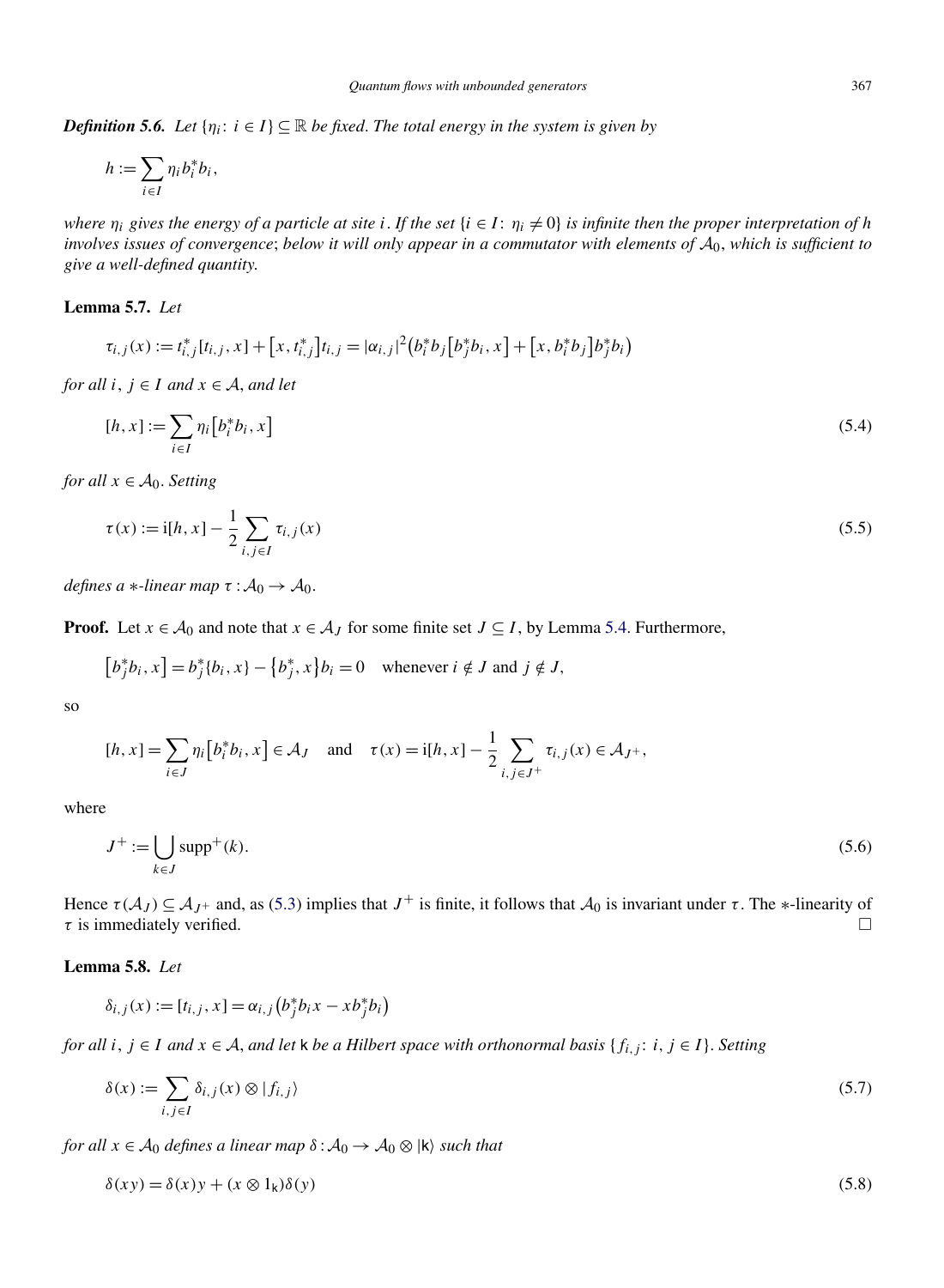***Definition 5.6.*** *Let $\{\eta_i \colon i \in I\} \subseteq \mathbb{R}$ be fixed. The total energy in the system is given by*

$$h := \sum_{i \in I} \eta_i b_i^* b_i,$$

*where $\eta_i$ gives the energy of a particle at site $i$. If the set $\{i \in I \colon \eta_i \neq 0\}$ is infinite then the proper interpretation of $h$ involves issues of convergence; below it will only appear in a commutator with elements of $\mathcal{A}_0$, which is sufficient to give a well-defined quantity.*

**Lemma 5.7.** *Let*

$$\tau_{i,j}(x) := t_{i,j}^*[t_{i,j}, x] + [x, t_{i,j}^*]t_{i,j} = |\alpha_{i,j}|^2 \big(b_i^* b_j [b_j^* b_i, x] + [x, b_i^* b_j] b_j^* b_i\big)$$

*for all $i$, $j \in I$ and $x \in \mathcal{A}$, and let*

$$[h, x] := \sum_{i \in I} \eta_i [b_i^* b_i, x] \tag{5.4}$$

*for all $x \in \mathcal{A}_0$. Setting*

$$\tau(x) := \mathrm{i}[h, x] - \frac{1}{2} \sum_{i,j \in I} \tau_{i,j}(x) \tag{5.5}$$

*defines a $*$-linear map $\tau : \mathcal{A}_0 \to \mathcal{A}_0$.*

**Proof.** Let $x \in \mathcal{A}_0$ and note that $x \in \mathcal{A}_J$ for some finite set $J \subseteq I$, by Lemma 5.4. Furthermore,

$$[b_j^* b_i, x] = b_j^* \{b_i, x\} - \{b_j^*, x\} b_i = 0 \quad \text{whenever } i \notin J \text{ and } j \notin J,$$

so

$$[h, x] = \sum_{i \in J} \eta_i [b_i^* b_i, x] \in \mathcal{A}_J \quad \text{and} \quad \tau(x) = \mathrm{i}[h, x] - \frac{1}{2} \sum_{i,j \in J^+} \tau_{i,j}(x) \in \mathcal{A}_{J^+},$$

where

$$J^+ := \bigcup_{k \in J} \operatorname{supp}^+(k). \tag{5.6}$$

Hence $\tau(\mathcal{A}_J) \subseteq \mathcal{A}_{J^+}$ and, as (5.3) implies that $J^+$ is finite, it follows that $\mathcal{A}_0$ is invariant under $\tau$. The $*$-linearity of $\tau$ is immediately verified. □

**Lemma 5.8.** *Let*

$$\delta_{i,j}(x) := [t_{i,j}, x] = \alpha_{i,j} \big(b_j^* b_i x - x b_j^* b_i\big)$$

*for all $i$, $j \in I$ and $x \in \mathcal{A}$, and let $\mathsf{k}$ be a Hilbert space with orthonormal basis $\{f_{i,j} \colon i, j \in I\}$. Setting*

$$\delta(x) := \sum_{i,j \in I} \delta_{i,j}(x) \otimes |f_{i,j}\rangle \tag{5.7}$$

*for all $x \in \mathcal{A}_0$ defines a linear map $\delta : \mathcal{A}_0 \to \mathcal{A}_0 \otimes |\mathsf{k}\rangle$ such that*

$$\delta(xy) = \delta(x)y + (x \otimes 1_{\mathsf{k}})\delta(y) \tag{5.8}$$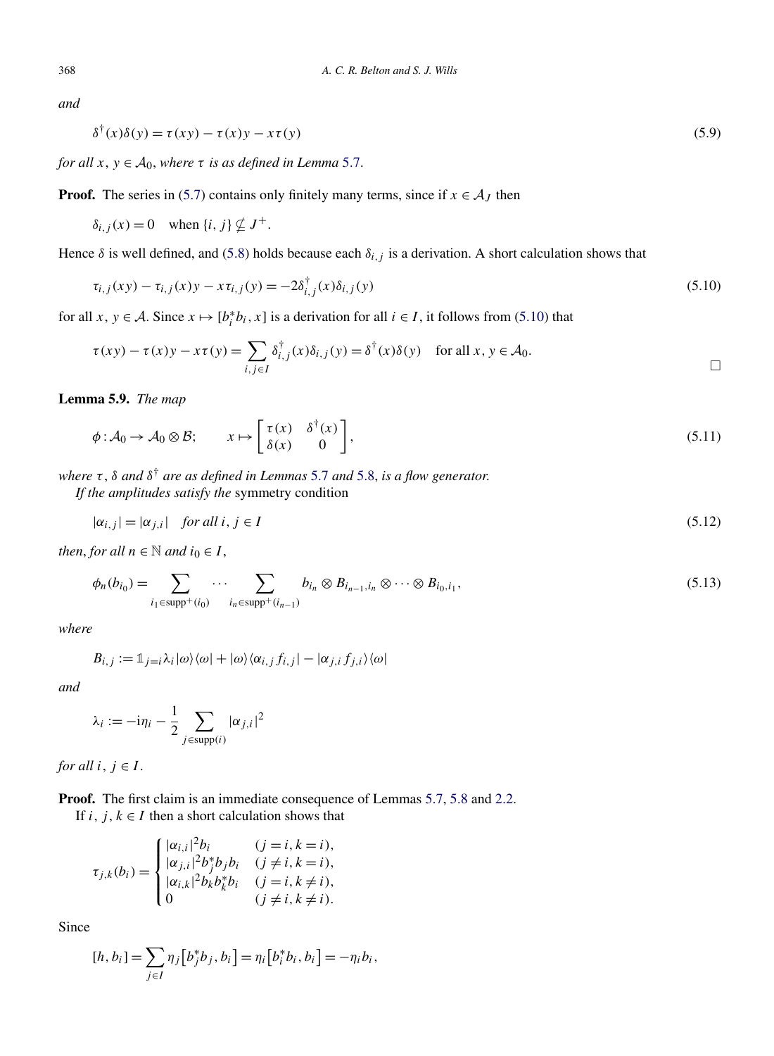*and*

$$\delta^\dagger(x)\delta(y) = \tau(xy) - \tau(x)y - x\tau(y) \tag{5.9}$$

*for all $x, y \in \mathcal{A}_0$, where $\tau$ is as defined in Lemma 5.7.*

**Proof.** The series in (5.7) contains only finitely many terms, since if $x \in \mathcal{A}_J$ then

$$\delta_{i,j}(x) = 0 \quad \text{when } \{i, j\} \nsubseteq J^+.$$

Hence $\delta$ is well defined, and (5.8) holds because each $\delta_{i,j}$ is a derivation. A short calculation shows that

$$\tau_{i,j}(xy) - \tau_{i,j}(x)y - x\tau_{i,j}(y) = -2\delta^\dagger_{i,j}(x)\delta_{i,j}(y) \tag{5.10}$$

for all $x, y \in \mathcal{A}$. Since $x \mapsto [b_i^* b_i, x]$ is a derivation for all $i \in I$, it follows from (5.10) that

$$\tau(xy) - \tau(x)y - x\tau(y) = \sum_{i,j \in I} \delta^\dagger_{i,j}(x)\delta_{i,j}(y) = \delta^\dagger(x)\delta(y) \quad \text{for all } x, y \in \mathcal{A}_0.$$

□

**Lemma 5.9.** *The map*

$$\phi : \mathcal{A}_0 \to \mathcal{A}_0 \otimes \mathcal{B}; \qquad x \mapsto \begin{bmatrix} \tau(x) & \delta^\dagger(x) \\ \delta(x) & 0 \end{bmatrix}, \tag{5.11}$$

*where $\tau$, $\delta$ and $\delta^\dagger$ are as defined in Lemmas 5.7 and 5.8, is a flow generator.*

*If the amplitudes satisfy the* symmetry condition

$$|\alpha_{i,j}| = |\alpha_{j,i}| \quad \textit{for all } i, j \in I \tag{5.12}$$

*then, for all $n \in \mathbb{N}$ and $i_0 \in I$,*

$$\phi_n(b_{i_0}) = \sum_{i_1 \in \operatorname{supp}^+(i_0)} \cdots \sum_{i_n \in \operatorname{supp}^+(i_{n-1})} b_{i_n} \otimes B_{i_{n-1},i_n} \otimes \cdots \otimes B_{i_0,i_1}, \tag{5.13}$$

*where*

$$B_{i,j} := \mathbb{1}_{j=i}\lambda_i |\omega\rangle\langle\omega| + |\omega\rangle\langle\alpha_{i,j} f_{i,j}| - |\alpha_{j,i} f_{j,i}\rangle\langle\omega|$$

*and*

$$\lambda_i := -\mathrm{i}\eta_i - \frac{1}{2}\sum_{j \in \operatorname{supp}(i)} |\alpha_{j,i}|^2$$

*for all $i, j \in I$.*

**Proof.** The first claim is an immediate consequence of Lemmas 5.7, 5.8 and 2.2.

If $i, j, k \in I$ then a short calculation shows that

$$\tau_{j,k}(b_i) = \begin{cases} |\alpha_{i,i}|^2 b_i & (j = i, k = i), \\ |\alpha_{j,i}|^2 b_j^* b_j b_i & (j \neq i, k = i), \\ |\alpha_{i,k}|^2 b_k b_k^* b_i & (j = i, k \neq i), \\ 0 & (j \neq i, k \neq i). \end{cases}$$

Since

$$[h, b_i] = \sum_{j \in I} \eta_j \big[b_j^* b_j, b_i\big] = \eta_i \big[b_i^* b_i, b_i\big] = -\eta_i b_i,$$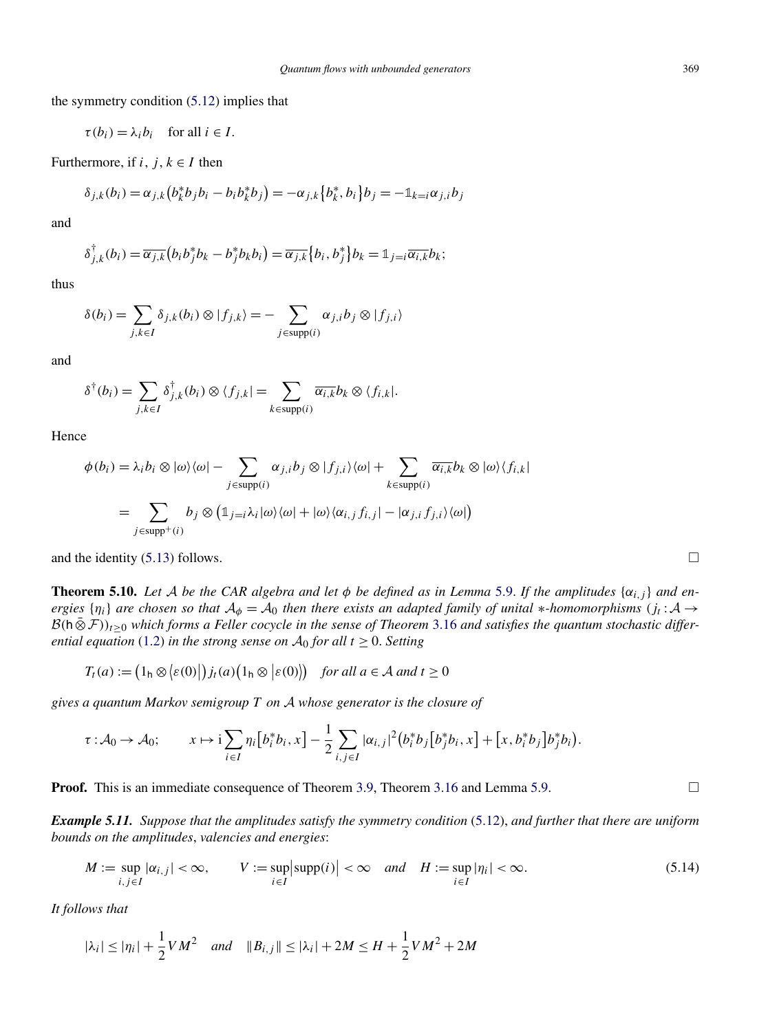the symmetry condition (5.12) implies that

$$\tau(b_i) = \lambda_i b_i \quad \text{for all } i \in I.$$

Furthermore, if $i, j, k \in I$ then

$$\delta_{j,k}(b_i) = \alpha_{j,k}\big(b_k^* b_j b_i - b_i b_k^* b_j\big) = -\alpha_{j,k}\big\{b_k^*, b_i\big\} b_j = -\mathbb{1}_{k=i}\alpha_{j,i} b_j$$

and

$$\delta^{\dagger}_{j,k}(b_i) = \overline{\alpha_{j,k}}\big(b_i b_j^* b_k - b_j^* b_k b_i\big) = \overline{\alpha_{j,k}}\big\{b_i, b_j^*\big\} b_k = \mathbb{1}_{j=i}\overline{\alpha_{i,k}} b_k;$$

thus

$$\delta(b_i) = \sum_{j,k\in I} \delta_{j,k}(b_i) \otimes |f_{j,k}\rangle = -\sum_{j\in \operatorname{supp}(i)} \alpha_{j,i} b_j \otimes |f_{j,i}\rangle$$

and

$$\delta^{\dagger}(b_i) = \sum_{j,k\in I} \delta^{\dagger}_{j,k}(b_i) \otimes \langle f_{j,k}| = \sum_{k\in \operatorname{supp}(i)} \overline{\alpha_{i,k}} b_k \otimes \langle f_{i,k}|.$$

Hence

$$\begin{aligned}
\phi(b_i) &= \lambda_i b_i \otimes |\omega\rangle\langle\omega| - \sum_{j\in \operatorname{supp}(i)} \alpha_{j,i} b_j \otimes |f_{j,i}\rangle\langle\omega| + \sum_{k\in \operatorname{supp}(i)} \overline{\alpha_{i,k}} b_k \otimes |\omega\rangle\langle f_{i,k}| \\
&= \sum_{j\in \operatorname{supp}^+(i)} b_j \otimes \big(\mathbb{1}_{j=i}\lambda_i |\omega\rangle\langle\omega| + |\omega\rangle\langle \alpha_{i,j} f_{i,j}| - |\alpha_{j,i} f_{j,i}\rangle\langle\omega|\big)
\end{aligned}$$

and the identity (5.13) follows. □

**Theorem 5.10.** *Let $\mathcal{A}$ be the CAR algebra and let $\phi$ be defined as in Lemma 5.9. If the amplitudes $\{\alpha_{i,j}\}$ and energies $\{\eta_i\}$ are chosen so that $\mathcal{A}_\phi = \mathcal{A}_0$ then there exists an adapted family of unital $*$-homomorphisms $(j_t : \mathcal{A} \to \mathcal{B}(\mathsf{h} \bar{\otimes} \mathcal{F}))_{t\geq 0}$ which forms a Feller cocycle in the sense of Theorem 3.16 and satisfies the quantum stochastic differential equation (1.2) in the strong sense on $\mathcal{A}_0$ for all $t \geq 0$. Setting*

$$T_t(a) := \big(1_{\mathsf{h}} \otimes \langle\varepsilon(0)|\big) j_t(a) \big(1_{\mathsf{h}} \otimes |\varepsilon(0)\rangle\big) \quad \textit{for all } a \in \mathcal{A} \textit{ and } t \geq 0$$

*gives a quantum Markov semigroup $T$ on $\mathcal{A}$ whose generator is the closure of*

$$\tau : \mathcal{A}_0 \to \mathcal{A}_0; \qquad x \mapsto \mathrm{i}\sum_{i\in I} \eta_i \big[b_i^* b_i, x\big] - \frac{1}{2}\sum_{i,j\in I} |\alpha_{i,j}|^2 \big(b_i^* b_j \big[b_j^* b_i, x\big] + \big[x, b_i^* b_j\big] b_j^* b_i\big).$$

**Proof.** This is an immediate consequence of Theorem 3.9, Theorem 3.16 and Lemma 5.9. □

***Example 5.11.*** *Suppose that the amplitudes satisfy the symmetry condition (5.12), and further that there are uniform bounds on the amplitudes, valencies and energies:*

$$M := \sup_{i,j\in I} |\alpha_{i,j}| < \infty, \qquad V := \sup_{i\in I} \big|\operatorname{supp}(i)\big| < \infty \quad \textit{and} \quad H := \sup_{i\in I} |\eta_i| < \infty. \tag{5.14}$$

*It follows that*

$$|\lambda_i| \leq |\eta_i| + \frac{1}{2} V M^2 \quad \textit{and} \quad \|B_{i,j}\| \leq |\lambda_i| + 2M \leq H + \frac{1}{2} V M^2 + 2M$$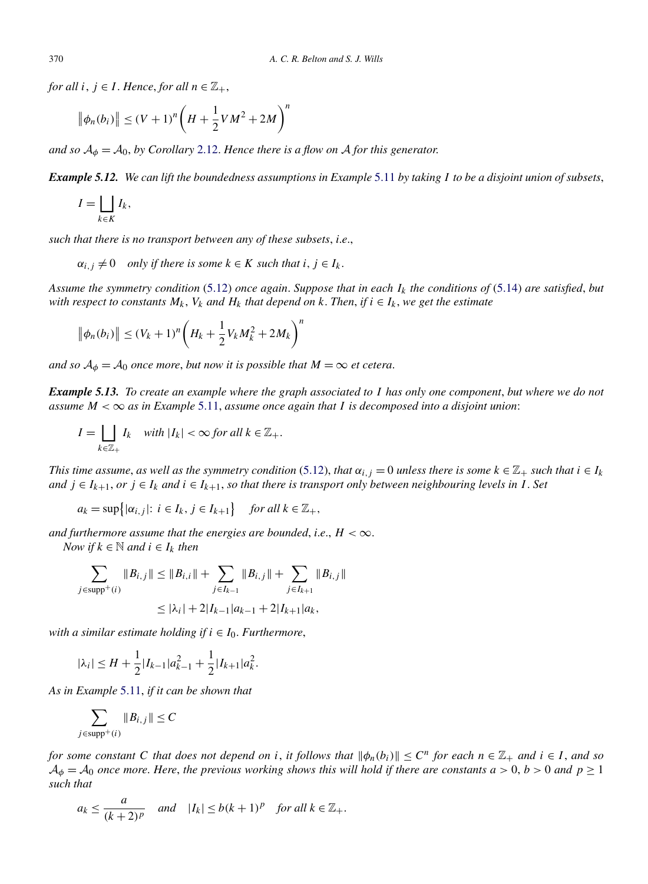*for all $i, j \in I$. Hence, for all $n \in \mathbb{Z}_+$,*

$$\left\|\phi_n(b_i)\right\| \le (V+1)^n \left(H + \frac{1}{2}VM^2 + 2M\right)^n$$

*and so $\mathcal{A}_\phi = \mathcal{A}_0$, by Corollary 2.12. Hence there is a flow on $\mathcal{A}$ for this generator.*

***Example 5.12.*** *We can lift the boundedness assumptions in Example 5.11 by taking $I$ to be a disjoint union of subsets,*

$$I = \bigsqcup_{k \in K} I_k,$$

*such that there is no transport between any of these subsets, i.e.,*

$$\alpha_{i,j} \neq 0 \quad \text{only if there is some } k \in K \text{ such that } i, j \in I_k.$$

*Assume the symmetry condition (5.12) once again. Suppose that in each $I_k$ the conditions of (5.14) are satisfied, but with respect to constants $M_k$, $V_k$ and $H_k$ that depend on $k$. Then, if $i \in I_k$, we get the estimate*

$$\left\|\phi_n(b_i)\right\| \le (V_k+1)^n \left(H_k + \frac{1}{2}V_k M_k^2 + 2M_k\right)^n$$

*and so $\mathcal{A}_\phi = \mathcal{A}_0$ once more, but now it is possible that $M = \infty$ et cetera.*

***Example 5.13.*** *To create an example where the graph associated to $I$ has only one component, but where we do not assume $M < \infty$ as in Example 5.11, assume once again that $I$ is decomposed into a disjoint union:*

$$I = \bigsqcup_{k \in \mathbb{Z}_+} I_k \quad \text{with } |I_k| < \infty \text{ for all } k \in \mathbb{Z}_+.$$

*This time assume, as well as the symmetry condition (5.12), that $\alpha_{i,j} = 0$ unless there is some $k \in \mathbb{Z}_+$ such that $i \in I_k$ and $j \in I_{k+1}$, or $j \in I_k$ and $i \in I_{k+1}$, so that there is transport only between neighbouring levels in $I$. Set*

$$a_k = \sup\left\{|\alpha_{i,j}|\colon\, i \in I_k,\, j \in I_{k+1}\right\} \quad \text{for all } k \in \mathbb{Z}_+,$$

*and furthermore assume that the energies are bounded, i.e., $H < \infty$.*

*Now if $k \in \mathbb{N}$ and $i \in I_k$ then*

$$\begin{aligned}
\sum_{j \in \operatorname{supp}^+(i)} \|B_{i,j}\| &\le \|B_{i,i}\| + \sum_{j \in I_{k-1}} \|B_{i,j}\| + \sum_{j \in I_{k+1}} \|B_{i,j}\| \\
&\le |\lambda_i| + 2|I_{k-1}|a_{k-1} + 2|I_{k+1}|a_k,
\end{aligned}$$

*with a similar estimate holding if $i \in I_0$. Furthermore,*

$$|\lambda_i| \le H + \frac{1}{2}|I_{k-1}|a_{k-1}^2 + \frac{1}{2}|I_{k+1}|a_k^2.$$

*As in Example 5.11, if it can be shown that*

$$\sum_{j \in \operatorname{supp}^+(i)} \|B_{i,j}\| \le C$$

*for some constant $C$ that does not depend on $i$, it follows that $\|\phi_n(b_i)\| \le C^n$ for each $n \in \mathbb{Z}_+$ and $i \in I$, and so $\mathcal{A}_\phi = \mathcal{A}_0$ once more. Here, the previous working shows this will hold if there are constants $a > 0$, $b > 0$ and $p \ge 1$ such that*

$$a_k \le \frac{a}{(k+2)^p} \quad \text{and} \quad |I_k| \le b(k+1)^p \quad \text{for all } k \in \mathbb{Z}_+.$$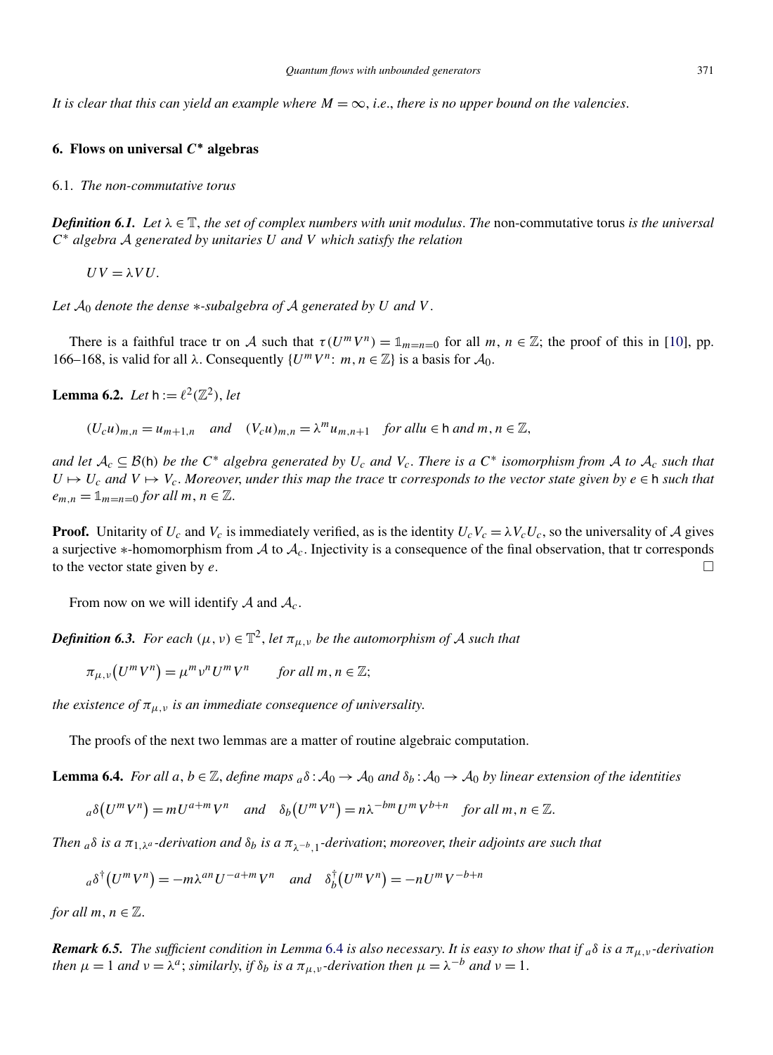*It is clear that this can yield an example where $M = \infty$, i.e., there is no upper bound on the valencies.*

## 6. Flows on universal $C^*$ algebras

### 6.1. *The non-commutative torus*

***Definition 6.1.*** *Let $\lambda \in \mathbb{T}$, the set of complex numbers with unit modulus. The* non-commutative torus *is the universal $C^*$ algebra $\mathcal{A}$ generated by unitaries $U$ and $V$ which satisfy the relation*

$$UV = \lambda VU.$$

*Let $\mathcal{A}_0$ denote the dense $*$-subalgebra of $\mathcal{A}$ generated by $U$ and $V$.*

There is a faithful trace tr on $\mathcal{A}$ such that $\tau(U^m V^n) = \mathbb{1}_{m=n=0}$ for all $m, n \in \mathbb{Z}$; the proof of this in [10], pp. 166–168, is valid for all $\lambda$. Consequently $\{U^m V^n \colon m, n \in \mathbb{Z}\}$ is a basis for $\mathcal{A}_0$.

**Lemma 6.2.** *Let $\mathsf{h} := \ell^2(\mathbb{Z}^2)$, let*

$$(U_c u)_{m,n} = u_{m+1,n} \quad \text{and} \quad (V_c u)_{m,n} = \lambda^m u_{m,n+1} \quad \text{for all } u \in \mathsf{h} \text{ and } m, n \in \mathbb{Z},$$

*and let $\mathcal{A}_c \subseteq \mathcal{B}(\mathsf{h})$ be the $C^*$ algebra generated by $U_c$ and $V_c$. There is a $C^*$ isomorphism from $\mathcal{A}$ to $\mathcal{A}_c$ such that $U \mapsto U_c$ and $V \mapsto V_c$. Moreover, under this map the trace* tr *corresponds to the vector state given by $e \in \mathsf{h}$ such that $e_{m,n} = \mathbb{1}_{m=n=0}$ for all $m, n \in \mathbb{Z}$.*

**Proof.** Unitarity of $U_c$ and $V_c$ is immediately verified, as is the identity $U_c V_c = \lambda V_c U_c$, so the universality of $\mathcal{A}$ gives a surjective $*$-homomorphism from $\mathcal{A}$ to $\mathcal{A}_c$. Injectivity is a consequence of the final observation, that tr corresponds to the vector state given by $e$. $\square$

From now on we will identify $\mathcal{A}$ and $\mathcal{A}_c$.

***Definition 6.3.*** *For each $(\mu, \nu) \in \mathbb{T}^2$, let $\pi_{\mu,\nu}$ be the automorphism of $\mathcal{A}$ such that*

$$\pi_{\mu,\nu}\big(U^m V^n\big) = \mu^m \nu^n U^m V^n \qquad \text{for all } m, n \in \mathbb{Z};$$

*the existence of $\pi_{\mu,\nu}$ is an immediate consequence of universality.*

The proofs of the next two lemmas are a matter of routine algebraic computation.

**Lemma 6.4.** *For all $a, b \in \mathbb{Z}$, define maps ${}_a\delta : \mathcal{A}_0 \to \mathcal{A}_0$ and $\delta_b : \mathcal{A}_0 \to \mathcal{A}_0$ by linear extension of the identities*

$${}_a\delta\big(U^m V^n\big) = mU^{a+m} V^n \quad \text{and} \quad \delta_b\big(U^m V^n\big) = n\lambda^{-bm} U^m V^{b+n} \quad \text{for all } m, n \in \mathbb{Z}.$$

*Then ${}_a\delta$ is a $\pi_{1,\lambda^a}$-derivation and $\delta_b$ is a $\pi_{\lambda^{-b},1}$-derivation; moreover, their adjoints are such that*

$${}_a\delta^\dagger\big(U^m V^n\big) = -m\lambda^{an} U^{-a+m} V^n \quad \text{and} \quad \delta_b^\dagger\big(U^m V^n\big) = -nU^m V^{-b+n}$$

*for all $m, n \in \mathbb{Z}$.*

***Remark 6.5.*** *The sufficient condition in Lemma 6.4 is also necessary. It is easy to show that if ${}_a\delta$ is a $\pi_{\mu,\nu}$-derivation then $\mu = 1$ and $\nu = \lambda^a$; similarly, if $\delta_b$ is a $\pi_{\mu,\nu}$-derivation then $\mu = \lambda^{-b}$ and $\nu = 1$.*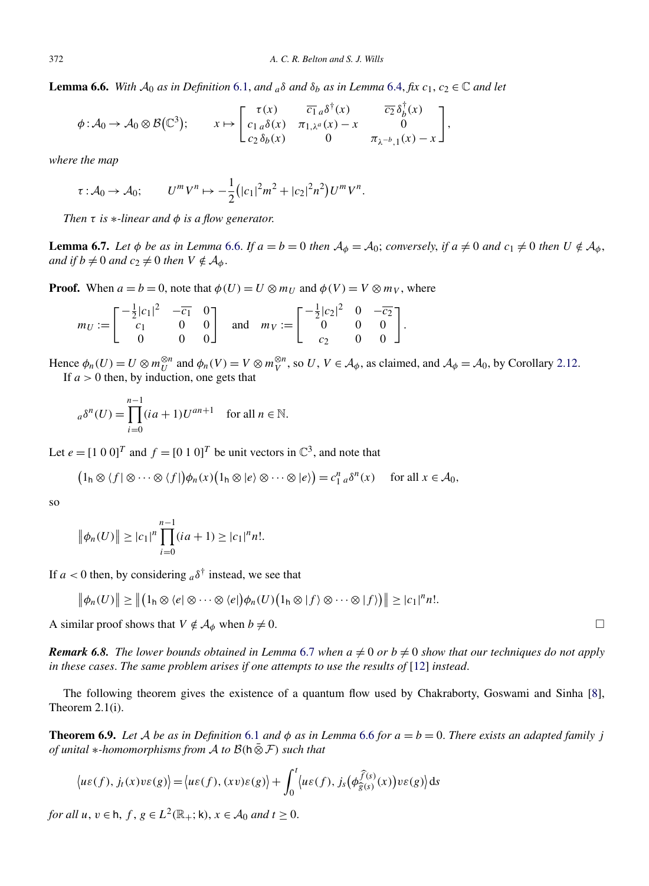**Lemma 6.6.** *With $\mathcal{A}_0$ as in Definition 6.1, and ${}_a\delta$ and $\delta_b$ as in Lemma 6.4, fix $c_1, c_2 \in \mathbb{C}$ and let*

$$\phi : \mathcal{A}_0 \to \mathcal{A}_0 \otimes \mathcal{B}(\mathbb{C}^3); \qquad x \mapsto \begin{bmatrix} \tau(x) & \overline{c_1}\, {}_a\delta^\dagger(x) & \overline{c_2}\, \delta_b^\dagger(x) \\ c_1\, {}_a\delta(x) & \pi_{1,\lambda^a}(x) - x & 0 \\ c_2\, \delta_b(x) & 0 & \pi_{\lambda^{-b},1}(x) - x \end{bmatrix},$$

*where the map*

$$\tau : \mathcal{A}_0 \to \mathcal{A}_0; \qquad U^m V^n \mapsto -\frac{1}{2}\big(|c_1|^2 m^2 + |c_2|^2 n^2\big) U^m V^n.$$

*Then $\tau$ is $*$-linear and $\phi$ is a flow generator.*

**Lemma 6.7.** *Let $\phi$ be as in Lemma 6.6. If $a = b = 0$ then $\mathcal{A}_\phi = \mathcal{A}_0$; conversely, if $a \neq 0$ and $c_1 \neq 0$ then $U \notin \mathcal{A}_\phi$, and if $b \neq 0$ and $c_2 \neq 0$ then $V \notin \mathcal{A}_\phi$.*

**Proof.** When $a = b = 0$, note that $\phi(U) = U \otimes m_U$ and $\phi(V) = V \otimes m_V$, where

$$m_U := \begin{bmatrix} -\frac{1}{2}|c_1|^2 & -\overline{c_1} & 0 \\ c_1 & 0 & 0 \\ 0 & 0 & 0 \end{bmatrix} \quad \text{and} \quad m_V := \begin{bmatrix} -\frac{1}{2}|c_2|^2 & 0 & -\overline{c_2} \\ 0 & 0 & 0 \\ c_2 & 0 & 0 \end{bmatrix}.$$

Hence $\phi_n(U) = U \otimes m_U^{\otimes n}$ and $\phi_n(V) = V \otimes m_V^{\otimes n}$, so $U, V \in \mathcal{A}_\phi$, as claimed, and $\mathcal{A}_\phi = \mathcal{A}_0$, by Corollary 2.12.

If $a > 0$ then, by induction, one gets that

$${}_a\delta^n(U) = \prod_{i=0}^{n-1}(ia+1)U^{an+1} \quad \text{for all } n \in \mathbb{N}.$$

Let $e = [1\ 0\ 0]^T$ and $f = [0\ 1\ 0]^T$ be unit vectors in $\mathbb{C}^3$, and note that

$$\big(1_{\mathsf{h}} \otimes \langle f| \otimes \cdots \otimes \langle f|\big)\phi_n(x)\big(1_{\mathsf{h}} \otimes |e\rangle \otimes \cdots \otimes |e\rangle\big) = c_1^n\, {}_a\delta^n(x) \quad \text{for all } x \in \mathcal{A}_0,$$

so

$$\big\|\phi_n(U)\big\| \geq |c_1|^n \prod_{i=0}^{n-1}(ia+1) \geq |c_1|^n n!.$$

If $a < 0$ then, by considering ${}_a\delta^\dagger$ instead, we see that

$$\big\|\phi_n(U)\big\| \geq \big\|\big(1_{\mathsf{h}} \otimes \langle e| \otimes \cdots \otimes \langle e|\big)\phi_n(U)\big(1_{\mathsf{h}} \otimes |f\rangle \otimes \cdots \otimes |f\rangle\big)\big\| \geq |c_1|^n n!.$$

A similar proof shows that $V \notin \mathcal{A}_\phi$ when $b \neq 0$. $\square$

***Remark 6.8.*** *The lower bounds obtained in Lemma 6.7 when $a \neq 0$ or $b \neq 0$ show that our techniques do not apply in these cases. The same problem arises if one attempts to use the results of [12] instead.*

The following theorem gives the existence of a quantum flow used by Chakraborty, Goswami and Sinha [8], Theorem 2.1(i).

**Theorem 6.9.** *Let $\mathcal{A}$ be as in Definition 6.1 and $\phi$ as in Lemma 6.6 for $a = b = 0$. There exists an adapted family $j$ of unital $*$-homomorphisms from $\mathcal{A}$ to $\mathcal{B}(\mathsf{h} \bar{\otimes} \mathcal{F})$ such that*

$$\big\langle u\varepsilon(f), j_t(x)v\varepsilon(g)\big\rangle = \big\langle u\varepsilon(f), (xv)\varepsilon(g)\big\rangle + \int_0^t \big\langle u\varepsilon(f), j_s\big(\phi_{\widehat{g}(s)}^{\widehat{f}(s)}(x)\big)v\varepsilon(g)\big\rangle\, \mathrm{d}s$$

*for all $u, v \in \mathsf{h}$, $f, g \in L^2(\mathbb{R}_+; \mathsf{k})$, $x \in \mathcal{A}_0$ and $t \geq 0$.*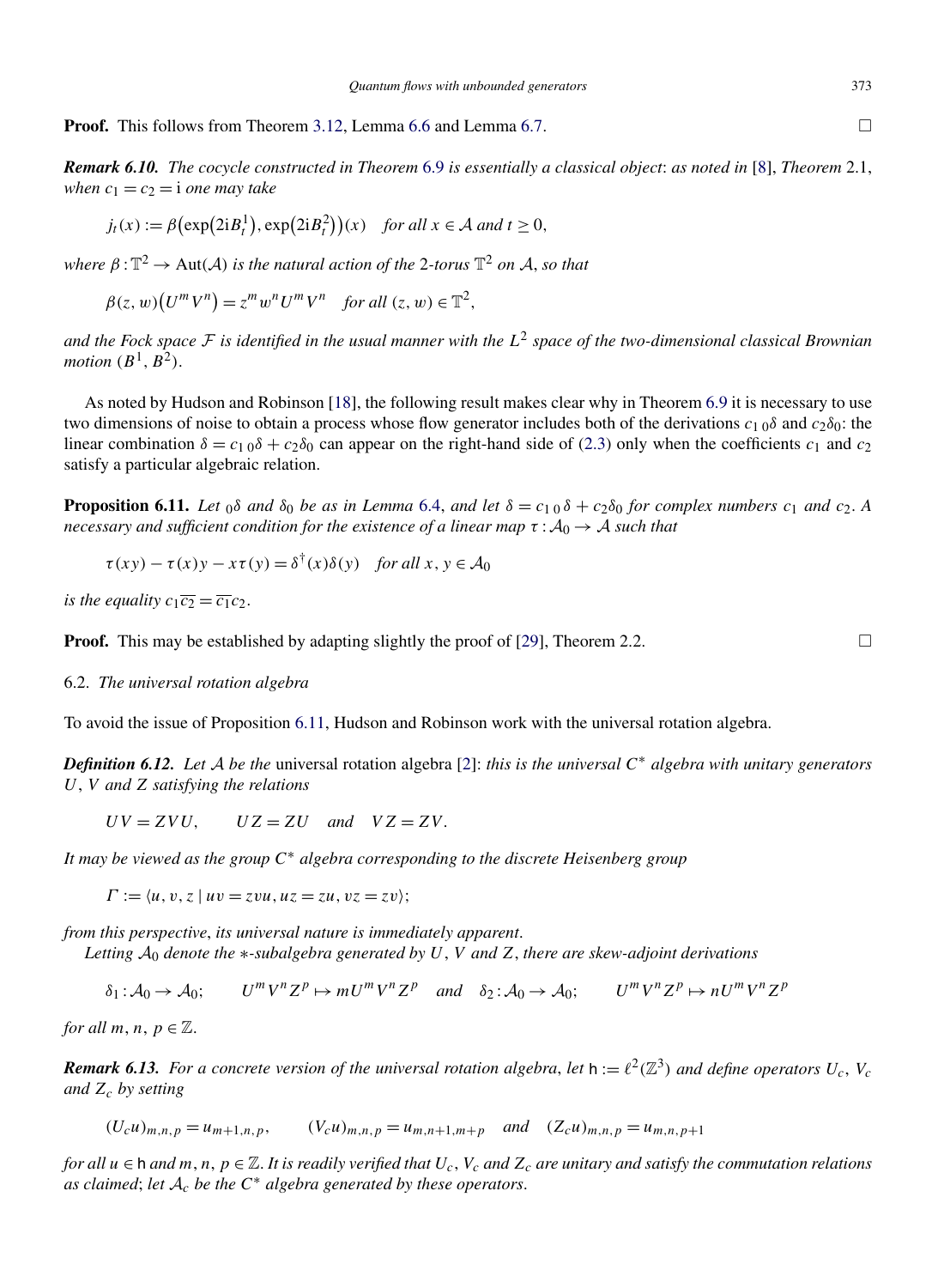**Proof.** This follows from Theorem 3.12, Lemma 6.6 and Lemma 6.7. □

***Remark 6.10.*** *The cocycle constructed in Theorem 6.9 is essentially a classical object: as noted in [8], Theorem 2.1, when $c_1 = c_2 = \mathrm{i}$ one may take*

$$j_t(x) := \beta\big(\exp\big(2\mathrm{i}B_t^1\big), \exp\big(2\mathrm{i}B_t^2\big)\big)(x) \quad \text{for all } x \in \mathcal{A} \text{ and } t \geq 0,$$

*where $\beta : \mathbb{T}^2 \to \operatorname{Aut}(\mathcal{A})$ is the natural action of the 2-torus $\mathbb{T}^2$ on $\mathcal{A}$, so that*

$$\beta(z, w)\big(U^m V^n\big) = z^m w^n U^m V^n \quad \text{for all } (z, w) \in \mathbb{T}^2,$$

*and the Fock space $\mathcal{F}$ is identified in the usual manner with the $L^2$ space of the two-dimensional classical Brownian motion $(B^1, B^2)$.*

As noted by Hudson and Robinson [18], the following result makes clear why in Theorem 6.9 it is necessary to use two dimensions of noise to obtain a process whose flow generator includes both of the derivations $c_1\,{}_0\delta$ and $c_2\delta_0$: the linear combination $\delta = c_1\,{}_0\delta + c_2\delta_0$ can appear on the right-hand side of (2.3) only when the coefficients $c_1$ and $c_2$ satisfy a particular algebraic relation.

**Proposition 6.11.** *Let ${}_0\delta$ and $\delta_0$ be as in Lemma 6.4, and let $\delta = c_1\,{}_0\delta + c_2\delta_0$ for complex numbers $c_1$ and $c_2$. A necessary and sufficient condition for the existence of a linear map $\tau : \mathcal{A}_0 \to \mathcal{A}$ such that*

$$\tau(xy) - \tau(x)y - x\tau(y) = \delta^\dagger(x)\delta(y) \quad \text{for all } x, y \in \mathcal{A}_0$$

*is the equality $c_1\overline{c_2} = \overline{c_1}c_2$.*

**Proof.** This may be established by adapting slightly the proof of [29], Theorem 2.2. □

6.2. *The universal rotation algebra*

To avoid the issue of Proposition 6.11, Hudson and Robinson work with the universal rotation algebra.

***Definition 6.12.*** *Let $\mathcal{A}$ be the* universal rotation algebra *[2]: this is the universal $C^*$ algebra with unitary generators $U$, $V$ and $Z$ satisfying the relations*

$$UV = ZVU, \qquad UZ = ZU \quad \text{and} \quad VZ = ZV.$$

*It may be viewed as the group $C^*$ algebra corresponding to the discrete Heisenberg group*

$$\Gamma := \langle u, v, z \mid uv = zvu, uz = zu, vz = zv\rangle;$$

*from this perspective, its universal nature is immediately apparent.*

*Letting $\mathcal{A}_0$ denote the $*$-subalgebra generated by $U$, $V$ and $Z$, there are skew-adjoint derivations*

$$\delta_1 : \mathcal{A}_0 \to \mathcal{A}_0; \qquad U^m V^n Z^p \mapsto m U^m V^n Z^p \quad \text{and} \quad \delta_2 : \mathcal{A}_0 \to \mathcal{A}_0; \qquad U^m V^n Z^p \mapsto n U^m V^n Z^p$$

*for all $m, n, p \in \mathbb{Z}$.*

***Remark 6.13.*** *For a concrete version of the universal rotation algebra, let $\mathsf{h} := \ell^2(\mathbb{Z}^3)$ and define operators $U_c$, $V_c$ and $Z_c$ by setting*

$$(U_c u)_{m,n,p} = u_{m+1,n,p}, \qquad (V_c u)_{m,n,p} = u_{m,n+1,m+p} \quad \text{and} \quad (Z_c u)_{m,n,p} = u_{m,n,p+1}$$

*for all $u \in \mathsf{h}$ and $m, n, p \in \mathbb{Z}$. It is readily verified that $U_c$, $V_c$ and $Z_c$ are unitary and satisfy the commutation relations as claimed; let $\mathcal{A}_c$ be the $C^*$ algebra generated by these operators.*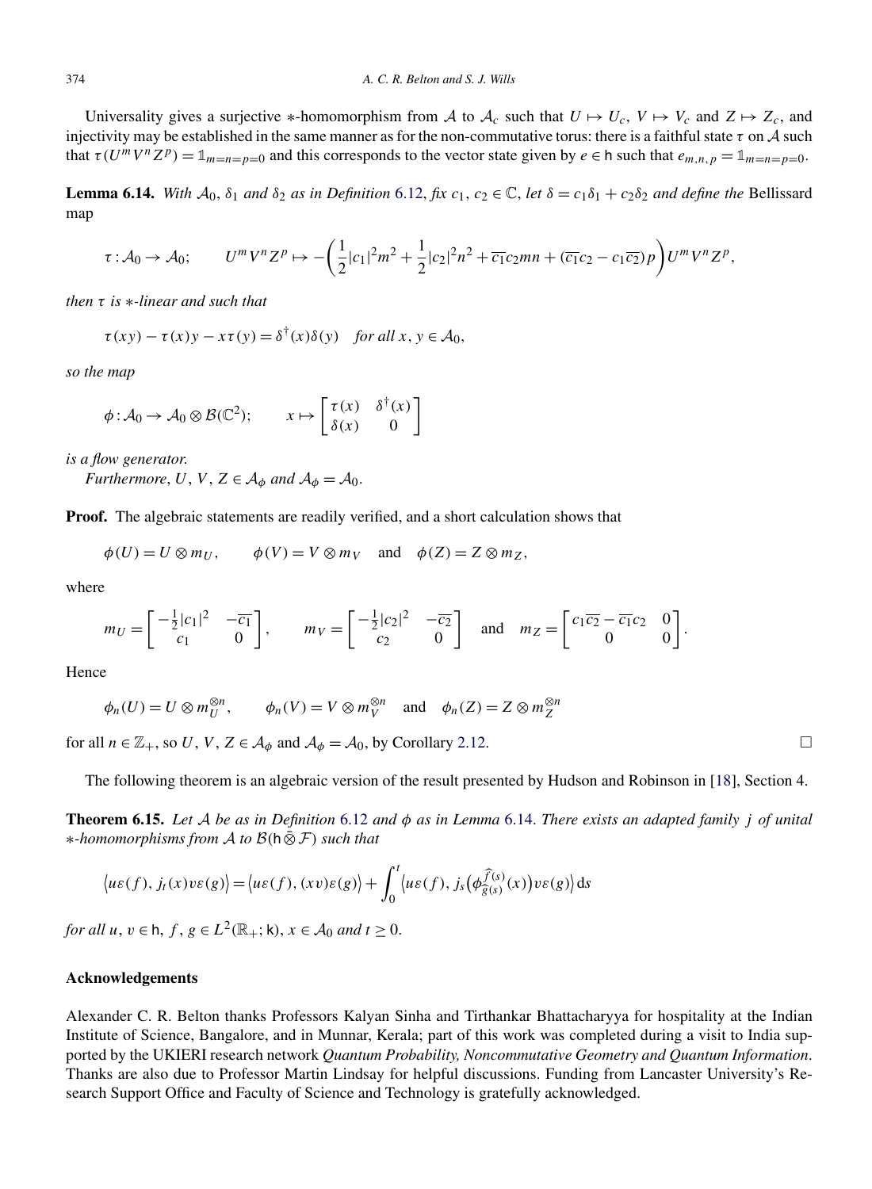Universality gives a surjective $*$-homomorphism from $\mathcal{A}$ to $\mathcal{A}_c$ such that $U \mapsto U_c$, $V \mapsto V_c$ and $Z \mapsto Z_c$, and injectivity may be established in the same manner as for the non-commutative torus: there is a faithful state $\tau$ on $\mathcal{A}$ such that $\tau(U^m V^n Z^p) = \mathbb{1}_{m=n=p=0}$ and this corresponds to the vector state given by $e \in \mathsf{h}$ such that $e_{m,n,p} = \mathbb{1}_{m=n=p=0}$.

**Lemma 6.14.** *With* $\mathcal{A}_0$, $\delta_1$ *and* $\delta_2$ *as in Definition* 6.12, *fix* $c_1, c_2 \in \mathbb{C}$, *let* $\delta = c_1\delta_1 + c_2\delta_2$ *and define the* Bellissard map

$$\tau : \mathcal{A}_0 \to \mathcal{A}_0; \qquad U^m V^n Z^p \mapsto -\left(\frac{1}{2}|c_1|^2 m^2 + \frac{1}{2}|c_2|^2 n^2 + \overline{c_1} c_2 mn + (\overline{c_1} c_2 - c_1 \overline{c_2}) p\right) U^m V^n Z^p,$$

*then* $\tau$ *is* $*$*-linear and such that*

$$\tau(xy) - \tau(x)y - x\tau(y) = \delta^\dagger(x)\delta(y) \quad \textit{for all } x, y \in \mathcal{A}_0,$$

*so the map*

$$\phi : \mathcal{A}_0 \to \mathcal{A}_0 \otimes \mathcal{B}(\mathbb{C}^2); \qquad x \mapsto \begin{bmatrix} \tau(x) & \delta^\dagger(x) \\ \delta(x) & 0 \end{bmatrix}$$

*is a flow generator.*

*Furthermore*, $U, V, Z \in \mathcal{A}_\phi$ *and* $\mathcal{A}_\phi = \mathcal{A}_0$.

**Proof.** The algebraic statements are readily verified, and a short calculation shows that

$$\phi(U) = U \otimes m_U, \qquad \phi(V) = V \otimes m_V \quad \text{and} \quad \phi(Z) = Z \otimes m_Z,$$

where

$$m_U = \begin{bmatrix} -\frac{1}{2}|c_1|^2 & -\overline{c_1} \\ c_1 & 0 \end{bmatrix}, \qquad m_V = \begin{bmatrix} -\frac{1}{2}|c_2|^2 & -\overline{c_2} \\ c_2 & 0 \end{bmatrix} \quad \text{and} \quad m_Z = \begin{bmatrix} c_1\overline{c_2} - \overline{c_1}c_2 & 0 \\ 0 & 0 \end{bmatrix}.$$

Hence

$$\phi_n(U) = U \otimes m_U^{\otimes n}, \qquad \phi_n(V) = V \otimes m_V^{\otimes n} \quad \text{and} \quad \phi_n(Z) = Z \otimes m_Z^{\otimes n}$$

for all $n \in \mathbb{Z}_+$, so $U, V, Z \in \mathcal{A}_\phi$ and $\mathcal{A}_\phi = \mathcal{A}_0$, by Corollary 2.12. □

The following theorem is an algebraic version of the result presented by Hudson and Robinson in [18], Section 4.

**Theorem 6.15.** *Let* $\mathcal{A}$ *be as in Definition* 6.12 *and* $\phi$ *as in Lemma* 6.14. *There exists an adapted family* $j$ *of unital* $*$*-homomorphisms from* $\mathcal{A}$ *to* $\mathcal{B}(\mathsf{h} \bar{\otimes} \mathcal{F})$ *such that*

$$\langle u\varepsilon(f), j_t(x)v\varepsilon(g)\rangle = \langle u\varepsilon(f), (xv)\varepsilon(g)\rangle + \int_0^t \langle u\varepsilon(f), j_s\big(\phi_{\widehat{g}(s)}^{\widehat{f}(s)}(x)\big)v\varepsilon(g)\rangle \,\mathrm{d}s$$

*for all* $u, v \in \mathsf{h}$, $f, g \in L^2(\mathbb{R}_+; \mathsf{k})$, $x \in \mathcal{A}_0$ *and* $t \geq 0$.

## Acknowledgements

Alexander C. R. Belton thanks Professors Kalyan Sinha and Tirthankar Bhattacharyya for hospitality at the Indian Institute of Science, Bangalore, and in Munnar, Kerala; part of this work was completed during a visit to India supported by the UKIERI research network *Quantum Probability, Noncommutative Geometry and Quantum Information*. Thanks are also due to Professor Martin Lindsay for helpful discussions. Funding from Lancaster University's Research Support Office and Faculty of Science and Technology is gratefully acknowledged.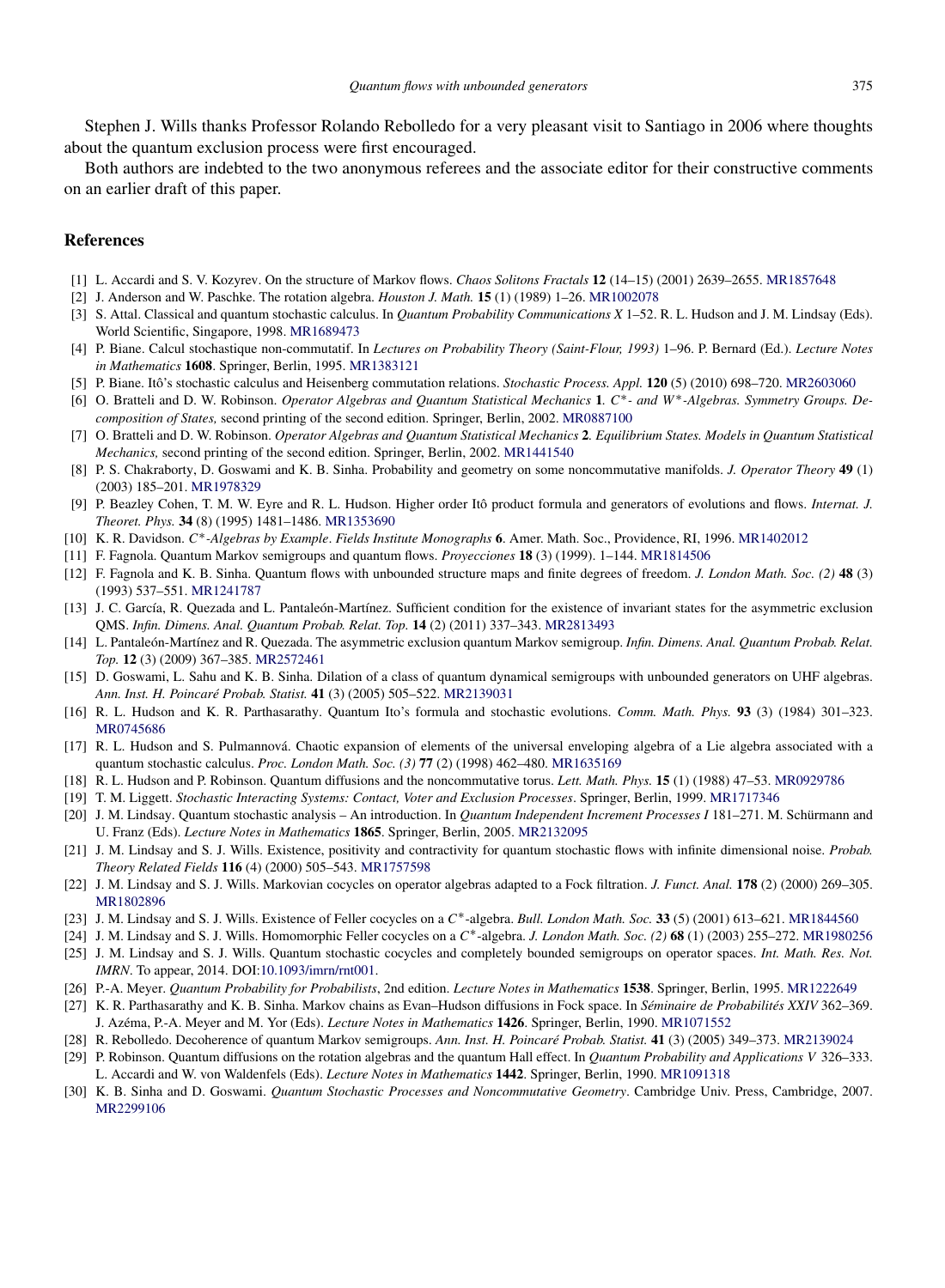Stephen J. Wills thanks Professor Rolando Rebolledo for a very pleasant visit to Santiago in 2006 where thoughts about the quantum exclusion process were first encouraged.

Both authors are indebted to the two anonymous referees and the associate editor for their constructive comments on an earlier draft of this paper.

## References

[1] L. Accardi and S. V. Kozyrev. On the structure of Markov flows. *Chaos Solitons Fractals* **12** (14–15) (2001) 2639–2655. MR1857648

[2] J. Anderson and W. Paschke. The rotation algebra. *Houston J. Math.* **15** (1) (1989) 1–26. MR1002078

[3] S. Attal. Classical and quantum stochastic calculus. In *Quantum Probability Communications X* 1–52. R. L. Hudson and J. M. Lindsay (Eds). World Scientific, Singapore, 1998. MR1689473

[4] P. Biane. Calcul stochastique non-commutatif. In *Lectures on Probability Theory (Saint-Flour, 1993)* 1–96. P. Bernard (Ed.). *Lecture Notes in Mathematics* **1608**. Springer, Berlin, 1995. MR1383121

[5] P. Biane. Itô's stochastic calculus and Heisenberg commutation relations. *Stochastic Process. Appl.* **120** (5) (2010) 698–720. MR2603060

[6] O. Bratteli and D. W. Robinson. *Operator Algebras and Quantum Statistical Mechanics* **1**. *$C^*$- and $W^*$-Algebras. Symmetry Groups. Decomposition of States,* second printing of the second edition. Springer, Berlin, 2002. MR0887100

[7] O. Bratteli and D. W. Robinson. *Operator Algebras and Quantum Statistical Mechanics* **2**. *Equilibrium States. Models in Quantum Statistical Mechanics,* second printing of the second edition. Springer, Berlin, 2002. MR1441540

[8] P. S. Chakraborty, D. Goswami and K. B. Sinha. Probability and geometry on some noncommutative manifolds. *J. Operator Theory* **49** (1) (2003) 185–201. MR1978329

[9] P. Beazley Cohen, T. M. W. Eyre and R. L. Hudson. Higher order Itô product formula and generators of evolutions and flows. *Internat. J. Theoret. Phys.* **34** (8) (1995) 1481–1486. MR1353690

[10] K. R. Davidson. *$C^*$-Algebras by Example*. *Fields Institute Monographs* **6**. Amer. Math. Soc., Providence, RI, 1996. MR1402012

[11] F. Fagnola. Quantum Markov semigroups and quantum flows. *Proyecciones* **18** (3) (1999). 1–144. MR1814506

[12] F. Fagnola and K. B. Sinha. Quantum flows with unbounded structure maps and finite degrees of freedom. *J. London Math. Soc. (2)* **48** (3) (1993) 537–551. MR1241787

[13] J. C. García, R. Quezada and L. Pantaleón-Martínez. Sufficient condition for the existence of invariant states for the asymmetric exclusion QMS. *Infin. Dimens. Anal. Quantum Probab. Relat. Top.* **14** (2) (2011) 337–343. MR2813493

[14] L. Pantaleón-Martínez and R. Quezada. The asymmetric exclusion quantum Markov semigroup. *Infin. Dimens. Anal. Quantum Probab. Relat. Top.* **12** (3) (2009) 367–385. MR2572461

[15] D. Goswami, L. Sahu and K. B. Sinha. Dilation of a class of quantum dynamical semigroups with unbounded generators on UHF algebras. *Ann. Inst. H. Poincaré Probab. Statist.* **41** (3) (2005) 505–522. MR2139031

[16] R. L. Hudson and K. R. Parthasarathy. Quantum Ito's formula and stochastic evolutions. *Comm. Math. Phys.* **93** (3) (1984) 301–323. MR0745686

[17] R. L. Hudson and S. Pulmannová. Chaotic expansion of elements of the universal enveloping algebra of a Lie algebra associated with a quantum stochastic calculus. *Proc. London Math. Soc. (3)* **77** (2) (1998) 462–480. MR1635169

[18] R. L. Hudson and P. Robinson. Quantum diffusions and the noncommutative torus. *Lett. Math. Phys.* **15** (1) (1988) 47–53. MR0929786

[19] T. M. Liggett. *Stochastic Interacting Systems: Contact, Voter and Exclusion Processes*. Springer, Berlin, 1999. MR1717346

[20] J. M. Lindsay. Quantum stochastic analysis – An introduction. In *Quantum Independent Increment Processes I* 181–271. M. Schürmann and U. Franz (Eds). *Lecture Notes in Mathematics* **1865**. Springer, Berlin, 2005. MR2132095

[21] J. M. Lindsay and S. J. Wills. Existence, positivity and contractivity for quantum stochastic flows with infinite dimensional noise. *Probab. Theory Related Fields* **116** (4) (2000) 505–543. MR1757598

[22] J. M. Lindsay and S. J. Wills. Markovian cocycles on operator algebras adapted to a Fock filtration. *J. Funct. Anal.* **178** (2) (2000) 269–305. MR1802896

[23] J. M. Lindsay and S. J. Wills. Existence of Feller cocycles on a $C^*$-algebra. *Bull. London Math. Soc.* **33** (5) (2001) 613–621. MR1844560

[24] J. M. Lindsay and S. J. Wills. Homomorphic Feller cocycles on a $C^*$-algebra. *J. London Math. Soc. (2)* **68** (1) (2003) 255–272. MR1980256

[25] J. M. Lindsay and S. J. Wills. Quantum stochastic cocycles and completely bounded semigroups on operator spaces. *Int. Math. Res. Not. IMRN*. To appear, 2014. DOI:10.1093/imrn/rnt001.

[26] P.-A. Meyer. *Quantum Probability for Probabilists*, 2nd edition. *Lecture Notes in Mathematics* **1538**. Springer, Berlin, 1995. MR1222649

[27] K. R. Parthasarathy and K. B. Sinha. Markov chains as Evan–Hudson diffusions in Fock space. In *Séminaire de Probabilités XXIV* 362–369. J. Azéma, P.-A. Meyer and M. Yor (Eds). *Lecture Notes in Mathematics* **1426**. Springer, Berlin, 1990. MR1071552

[28] R. Rebolledo. Decoherence of quantum Markov semigroups. *Ann. Inst. H. Poincaré Probab. Statist.* **41** (3) (2005) 349–373. MR2139024

[29] P. Robinson. Quantum diffusions on the rotation algebras and the quantum Hall effect. In *Quantum Probability and Applications V* 326–333. L. Accardi and W. von Waldenfels (Eds). *Lecture Notes in Mathematics* **1442**. Springer, Berlin, 1990. MR1091318

[30] K. B. Sinha and D. Goswami. *Quantum Stochastic Processes and Noncommutative Geometry*. Cambridge Univ. Press, Cambridge, 2007. MR2299106